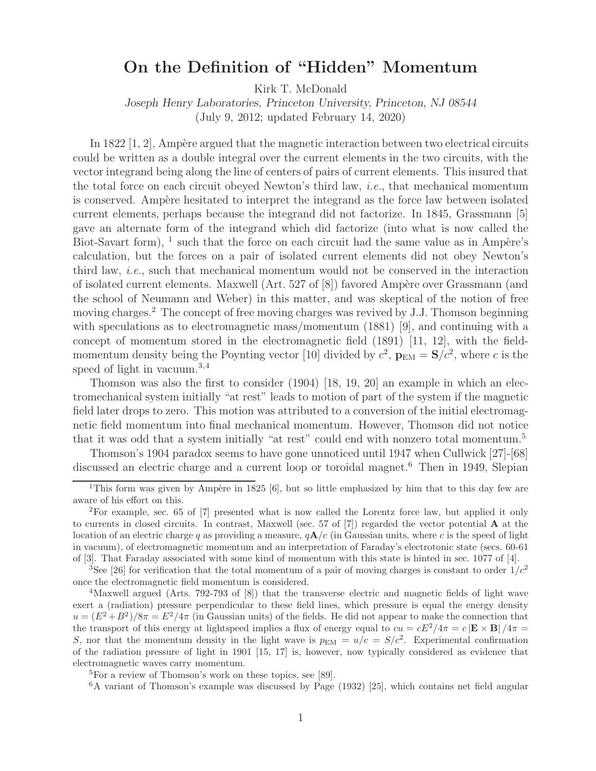# On the Definition of "Hidden" Momentum

Kirk T. McDonald

*Joseph Henry Laboratories, Princeton University, Princeton, NJ 08544*

(July 9, 2012; updated February 14, 2020)

In 1822 [1, 2], Ampère argued that the magnetic interaction between two electrical circuits could be written as a double integral over the current elements in the two circuits, with the vector integrand being along the line of centers of pairs of current elements. This insured that the total force on each circuit obeyed Newton's third law, *i.e.*, that mechanical momentum is conserved. Ampère hesitated to interpret the integrand as the force law between isolated current elements, perhaps because the integrand did not factorize. In 1845, Grassmann [5] gave an alternate form of the integrand which did factorize (into what is now called the Biot-Savart form), [1] such that the force on each circuit had the same value as in Ampère's calculation, but the forces on a pair of isolated current elements did not obey Newton's third law, *i.e.*, such that mechanical momentum would not be conserved in the interaction of isolated current elements. Maxwell (Art. 527 of [8]) favored Ampère over Grassmann (and the school of Neumann and Weber) in this matter, and was skeptical of the notion of free moving charges.[2] The concept of free moving charges was revived by J.J. Thomson beginning with speculations as to electromagnetic mass/momentum (1881) [9], and continuing with a concept of momentum stored in the electromagnetic field (1891) [11, 12], with the field-momentum density being the Poynting vector [10] divided by $c^2$, $\mathbf{p}_{\rm EM} = \mathbf{S}/c^2$, where $c$ is the speed of light in vacuum.[3,4]

Thomson was also the first to consider (1904) [18, 19, 20] an example in which an electromechanical system initially "at rest" leads to motion of part of the system if the magnetic field later drops to zero. This motion was attributed to a conversion of the initial electromagnetic field momentum into final mechanical momentum. However, Thomson did not notice that it was odd that a system initially "at rest" could end with nonzero total momentum.[5]

Thomson's 1904 paradox seems to have gone unnoticed until 1947 when Cullwick [27]-[68] discussed an electric charge and a current loop or toroidal magnet.[6] Then in 1949, Slepian

---

[1] This form was given by Ampère in 1825 [6], but so little emphasized by him that to this day few are aware of his effort on this.

[2] For example, sec. 65 of [7] presented what is now called the Lorentz force law, but applied it only to currents in closed circuits. In contrast, Maxwell (sec. 57 of [7]) regarded the vector potential $\mathbf{A}$ at the location of an electric charge $q$ as providing a measure, $q\mathbf{A}/c$ (in Gaussian units, where $c$ is the speed of light in vacuum), of electromagnetic momentum and an interpretation of Faraday's electrotonic state (secs. 60-61 of [3]. That Faraday associated with some kind of momentum with this state is hinted in sec. 1077 of [4].

[3] See [26] for verification that the total momentum of a pair of moving charges is constant to order $1/c^2$ once the electromagnetic field momentum is considered.

[4] Maxwell argued (Arts. 792-793 of [8]) that the transverse electric and magnetic fields of light wave exert a (radiation) pressure perpendicular to these field lines, which pressure is equal the energy density $u = (E^2 + B^2)/8\pi = E^2/4\pi$ (in Gaussian units) of the fields. He did not appear to make the connection that the transport of this energy at lightspeed implies a flux of energy equal to $cu = cE^2/4\pi = c\,|\mathbf{E}\times\mathbf{B}|/4\pi = S$, nor that the momentum density in the light wave is $p_{\rm EM} = u/c = S/c^2$. Experimental confirmation of the radiation pressure of light in 1901 [15, 17] is, however, now typically considered as evidence that electromagnetic waves carry momentum.

[5] For a review of Thomson's work on these topics, see [89].

[6] A variant of Thomson's example was discussed by Page (1932) [25], which contains net field angular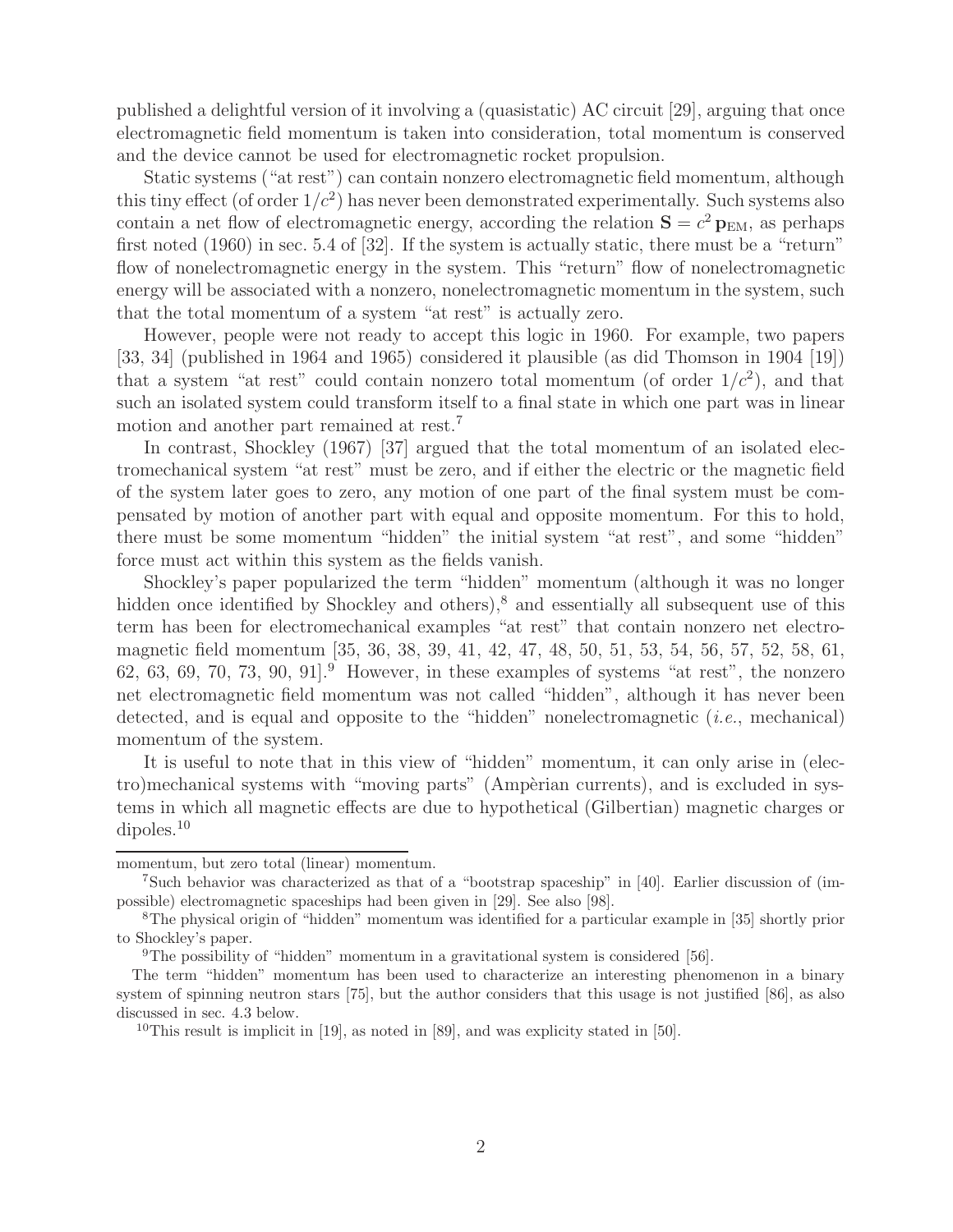published a delightful version of it involving a (quasistatic) AC circuit [29], arguing that once electromagnetic field momentum is taken into consideration, total momentum is conserved and the device cannot be used for electromagnetic rocket propulsion.

Static systems ("at rest") can contain nonzero electromagnetic field momentum, although this tiny effect (of order $1/c^2$) has never been demonstrated experimentally. Such systems also contain a net flow of electromagnetic energy, according the relation $\mathbf{S} = c^2\,\mathbf{p}_{\rm EM}$, as perhaps first noted (1960) in sec. 5.4 of [32]. If the system is actually static, there must be a "return" flow of nonelectromagnetic energy in the system. This "return" flow of nonelectromagnetic energy will be associated with a nonzero, nonelectromagnetic momentum in the system, such that the total momentum of a system "at rest" is actually zero.

However, people were not ready to accept this logic in 1960. For example, two papers [33, 34] (published in 1964 and 1965) considered it plausible (as did Thomson in 1904 [19]) that a system "at rest" could contain nonzero total momentum (of order $1/c^2$), and that such an isolated system could transform itself to a final state in which one part was in linear motion and another part remained at rest.[7]

In contrast, Shockley (1967) [37] argued that the total momentum of an isolated electromechanical system "at rest" must be zero, and if either the electric or the magnetic field of the system later goes to zero, any motion of one part of the final system must be compensated by motion of another part with equal and opposite momentum. For this to hold, there must be some momentum "hidden" the initial system "at rest", and some "hidden" force must act within this system as the fields vanish.

Shockley's paper popularized the term "hidden" momentum (although it was no longer hidden once identified by Shockley and others),[8] and essentially all subsequent use of this term has been for electromechanical examples "at rest" that contain nonzero net electromagnetic field momentum [35, 36, 38, 39, 41, 42, 47, 48, 50, 51, 53, 54, 56, 57, 52, 58, 61, 62, 63, 69, 70, 73, 90, 91].[9] However, in these examples of systems "at rest", the nonzero net electromagnetic field momentum was not called "hidden", although it has never been detected, and is equal and opposite to the "hidden" nonelectromagnetic (*i.e.*, mechanical) momentum of the system.

It is useful to note that in this view of "hidden" momentum, it can only arise in (electro)mechanical systems with "moving parts" (Ampèrian currents), and is excluded in systems in which all magnetic effects are due to hypothetical (Gilbertian) magnetic charges or dipoles.[10]

---

momentum, but zero total (linear) momentum.

[7]Such behavior was characterized as that of a "bootstrap spaceship" in [40]. Earlier discussion of (impossible) electromagnetic spaceships had been given in [29]. See also [98].

[8]The physical origin of "hidden" momentum was identified for a particular example in [35] shortly prior to Shockley's paper.

[9]The possibility of "hidden" momentum in a gravitational system is considered [56].

The term "hidden" momentum has been used to characterize an interesting phenomenon in a binary system of spinning neutron stars [75], but the author considers that this usage is not justified [86], as also discussed in sec. 4.3 below.

[10]This result is implicit in [19], as noted in [89], and was explicity stated in [50].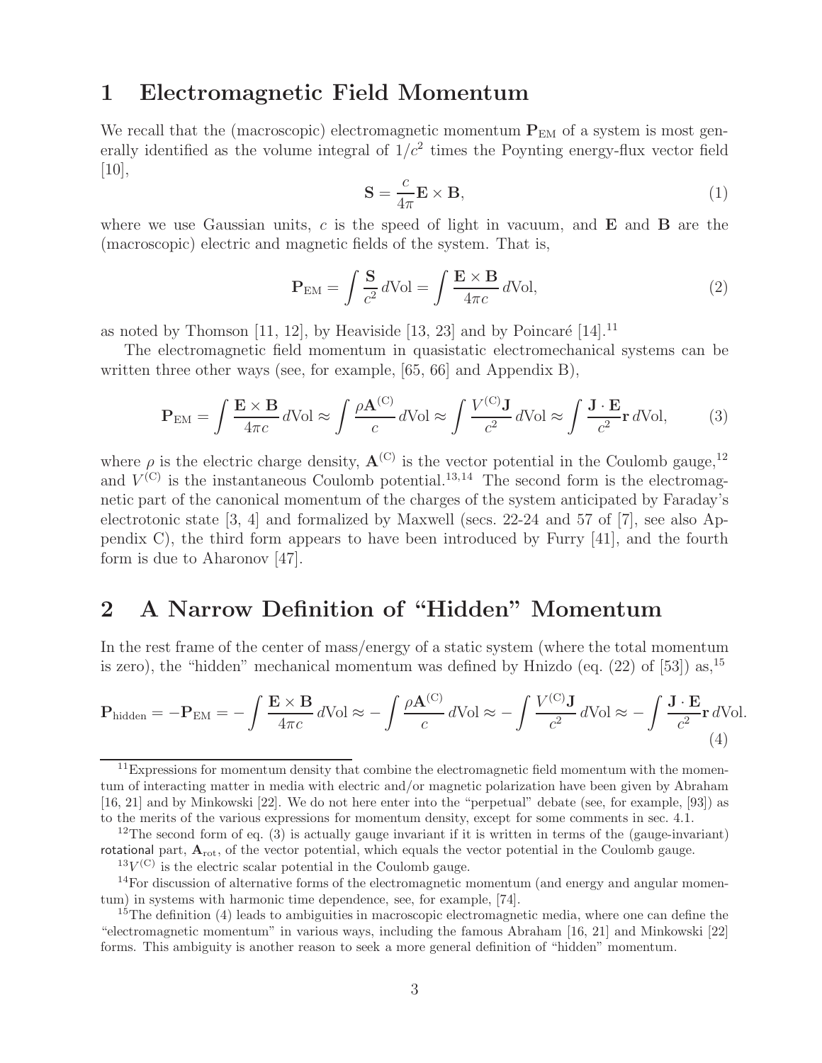# 1 Electromagnetic Field Momentum

We recall that the (macroscopic) electromagnetic momentum $\mathbf{P}_{\rm EM}$ of a system is most generally identified as the volume integral of $1/c^2$ times the Poynting energy-flux vector field [10],

$$\mathbf{S} = \frac{c}{4\pi}\mathbf{E}\times\mathbf{B}, \tag{1}$$

where we use Gaussian units, $c$ is the speed of light in vacuum, and $\mathbf{E}$ and $\mathbf{B}$ are the (macroscopic) electric and magnetic fields of the system. That is,

$$\mathbf{P}_{\rm EM} = \int \frac{\mathbf{S}}{c^2}\, d\text{Vol} = \int \frac{\mathbf{E}\times\mathbf{B}}{4\pi c}\, d\text{Vol}, \tag{2}$$

as noted by Thomson [11, 12], by Heaviside [13, 23] and by Poincaré [14].[11]

The electromagnetic field momentum in quasistatic electromechanical systems can be written three other ways (see, for example, [65, 66] and Appendix B),

$$\mathbf{P}_{\rm EM} = \int \frac{\mathbf{E}\times\mathbf{B}}{4\pi c}\, d\text{Vol} \approx \int \frac{\rho \mathbf{A}^{(\rm C)}}{c}\, d\text{Vol} \approx \int \frac{V^{(\rm C)}\mathbf{J}}{c^2}\, d\text{Vol} \approx \int \frac{\mathbf{J}\cdot\mathbf{E}}{c^2}\mathbf{r}\, d\text{Vol}, \tag{3}$$

where $\rho$ is the electric charge density, $\mathbf{A}^{(\rm C)}$ is the vector potential in the Coulomb gauge,[12] and $V^{(\rm C)}$ is the instantaneous Coulomb potential.[13,14] The second form is the electromagnetic part of the canonical momentum of the charges of the system anticipated by Faraday's electrotonic state [3, 4] and formalized by Maxwell (secs. 22-24 and 57 of [7], see also Appendix C), the third form appears to have been introduced by Furry [41], and the fourth form is due to Aharonov [47].

# 2 A Narrow Definition of "Hidden" Momentum

In the rest frame of the center of mass/energy of a static system (where the total momentum is zero), the "hidden" mechanical momentum was defined by Hnizdo (eq. (22) of [53]) as,[15]

$$\mathbf{P}_{\rm hidden} = -\mathbf{P}_{\rm EM} = -\int \frac{\mathbf{E}\times\mathbf{B}}{4\pi c}\, d\text{Vol} \approx -\int \frac{\rho \mathbf{A}^{(\rm C)}}{c}\, d\text{Vol} \approx -\int \frac{V^{(\rm C)}\mathbf{J}}{c^2}\, d\text{Vol} \approx -\int \frac{\mathbf{J}\cdot\mathbf{E}}{c^2}\mathbf{r}\, d\text{Vol}. \tag{4}$$

---

[11] Expressions for momentum density that combine the electromagnetic field momentum with the momentum of interacting matter in media with electric and/or magnetic polarization have been given by Abraham [16, 21] and by Minkowski [22]. We do not here enter into the "perpetual" debate (see, for example, [93]) as to the merits of the various expressions for momentum density, except for some comments in sec. 4.1.

[12] The second form of eq. (3) is actually gauge invariant if it is written in terms of the (gauge-invariant) rotational part, $\mathbf{A}_{\rm rot}$, of the vector potential, which equals the vector potential in the Coulomb gauge.

[13] $V^{(\rm C)}$ is the electric scalar potential in the Coulomb gauge.

[14] For discussion of alternative forms of the electromagnetic momentum (and energy and angular momentum) in systems with harmonic time dependence, see, for example, [74].

[15] The definition (4) leads to ambiguities in macroscopic electromagnetic media, where one can define the "electromagnetic momentum" in various ways, including the famous Abraham [16, 21] and Minkowski [22] forms. This ambiguity is another reason to seek a more general definition of "hidden" momentum.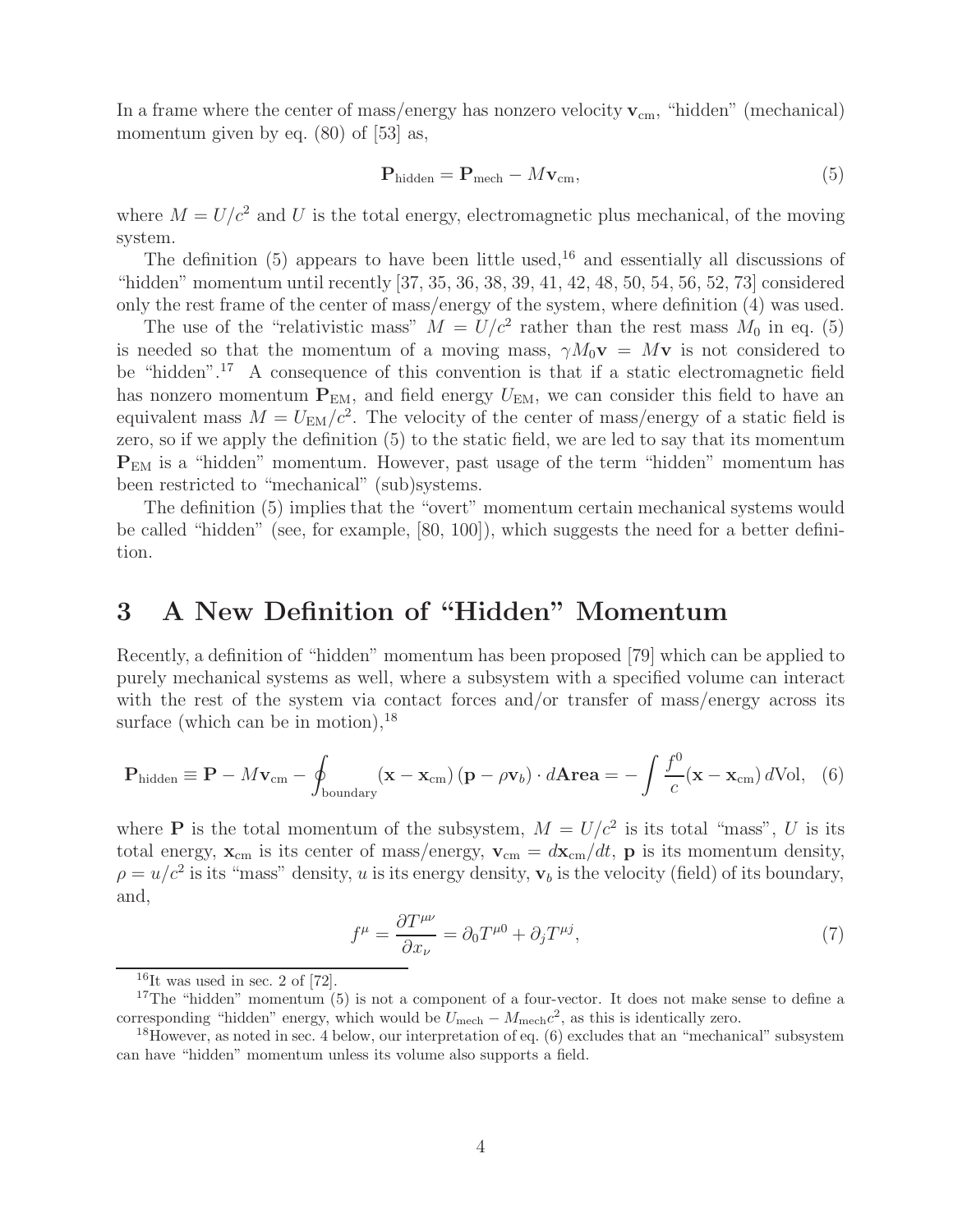In a frame where the center of mass/energy has nonzero velocity $\mathbf{v}_{\rm cm}$, "hidden" (mechanical) momentum given by eq. (80) of [53] as,

$$\mathbf{P}_{\rm hidden} = \mathbf{P}_{\rm mech} - M\mathbf{v}_{\rm cm}, \tag{5}$$

where $M = U/c^2$ and $U$ is the total energy, electromagnetic plus mechanical, of the moving system.

The definition (5) appears to have been little used,[16] and essentially all discussions of "hidden" momentum until recently [37, 35, 36, 38, 39, 41, 42, 48, 50, 54, 56, 52, 73] considered only the rest frame of the center of mass/energy of the system, where definition (4) was used.

The use of the "relativistic mass" $M = U/c^2$ rather than the rest mass $M_0$ in eq. (5) is needed so that the momentum of a moving mass, $\gamma M_0\mathbf{v} = M\mathbf{v}$ is not considered to be "hidden".[17] A consequence of this convention is that if a static electromagnetic field has nonzero momentum $\mathbf{P}_{\rm EM}$, and field energy $U_{\rm EM}$, we can consider this field to have an equivalent mass $M = U_{\rm EM}/c^2$. The velocity of the center of mass/energy of a static field is zero, so if we apply the definition (5) to the static field, we are led to say that its momentum $\mathbf{P}_{\rm EM}$ is a "hidden" momentum. However, past usage of the term "hidden" momentum has been restricted to "mechanical" (sub)systems.

The definition (5) implies that the "overt" momentum certain mechanical systems would be called "hidden" (see, for example, [80, 100]), which suggests the need for a better definition.

# 3 A New Definition of "Hidden" Momentum

Recently, a definition of "hidden" momentum has been proposed [79] which can be applied to purely mechanical systems as well, where a subsystem with a specified volume can interact with the rest of the system via contact forces and/or transfer of mass/energy across its surface (which can be in motion),[18]

$$\mathbf{P}_{\rm hidden} \equiv \mathbf{P} - M\mathbf{v}_{\rm cm} - \oint_{\rm boundary} (\mathbf{x} - \mathbf{x}_{\rm cm})\,(\mathbf{p} - \rho\mathbf{v}_b)\cdot d\mathbf{Area} = -\int \frac{f^0}{c}(\mathbf{x} - \mathbf{x}_{\rm cm})\,d\text{Vol}, \tag{6}$$

where $\mathbf{P}$ is the total momentum of the subsystem, $M = U/c^2$ is its total "mass", $U$ is its total energy, $\mathbf{x}_{\rm cm}$ is its center of mass/energy, $\mathbf{v}_{\rm cm} = d\mathbf{x}_{\rm cm}/dt$, $\mathbf{p}$ is its momentum density, $\rho = u/c^2$ is its "mass" density, $u$ is its energy density, $\mathbf{v}_b$ is the velocity (field) of its boundary, and,

$$f^\mu = \frac{\partial T^{\mu\nu}}{\partial x_\nu} = \partial_0 T^{\mu 0} + \partial_j T^{\mu j}, \tag{7}$$

[16] It was used in sec. 2 of [72].

[17] The "hidden" momentum (5) is not a component of a four-vector. It does not make sense to define a corresponding "hidden" energy, which would be $U_{\rm mech} - M_{\rm mech}c^2$, as this is identically zero.

[18] However, as noted in sec. 4 below, our interpretation of eq. (6) excludes that an "mechanical" subsystem can have "hidden" momentum unless its volume also supports a field.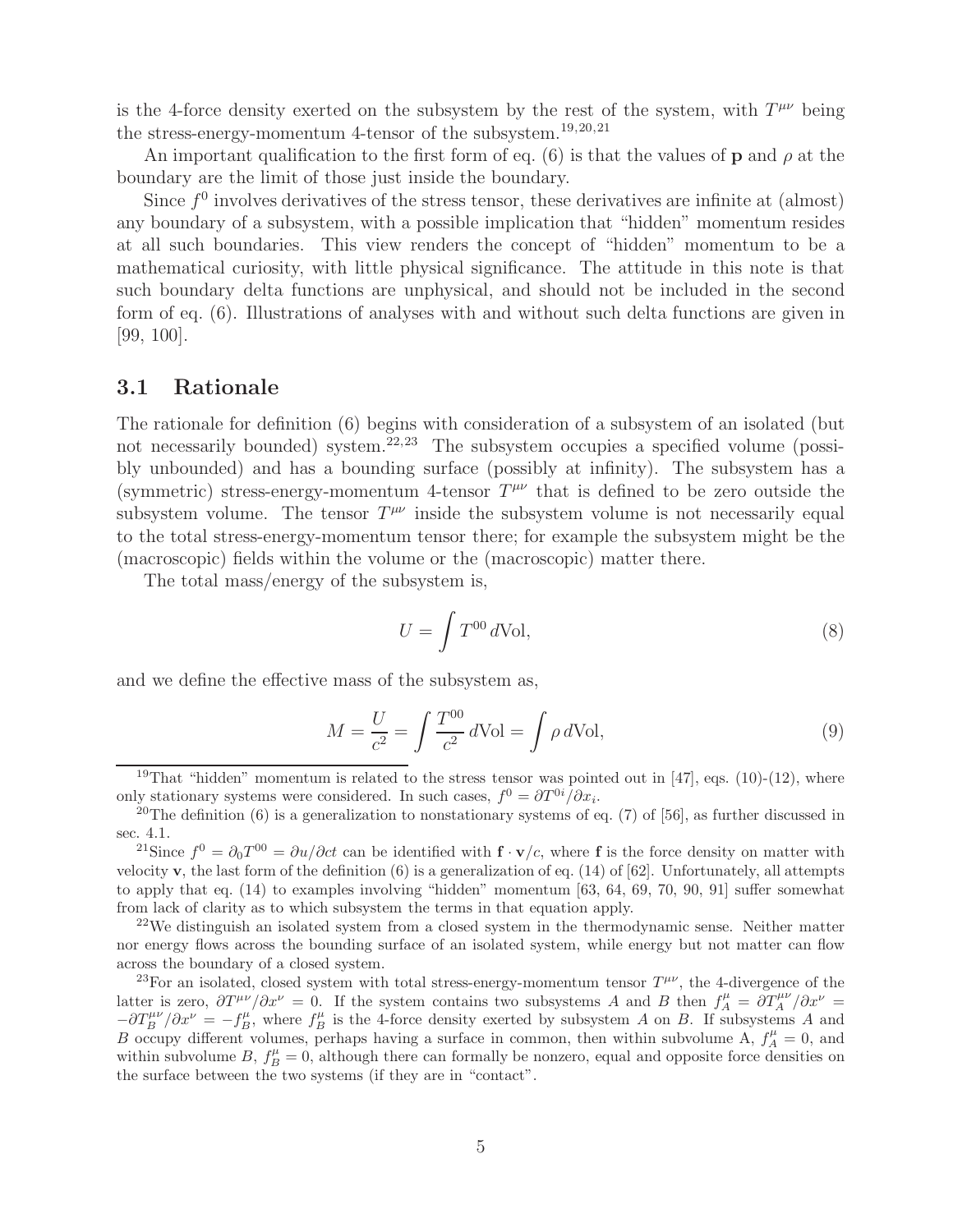is the 4-force density exerted on the subsystem by the rest of the system, with $T^{\mu\nu}$ being the stress-energy-momentum 4-tensor of the subsystem.[19,20,21]

An important qualification to the first form of eq. (6) is that the values of $\mathbf{p}$ and $\rho$ at the boundary are the limit of those just inside the boundary.

Since $f^0$ involves derivatives of the stress tensor, these derivatives are infinite at (almost) any boundary of a subsystem, with a possible implication that "hidden" momentum resides at all such boundaries. This view renders the concept of "hidden" momentum to be a mathematical curiosity, with little physical significance. The attitude in this note is that such boundary delta functions are unphysical, and should not be included in the second form of eq. (6). Illustrations of analyses with and without such delta functions are given in [99, 100].

## 3.1 Rationale

The rationale for definition (6) begins with consideration of a subsystem of an isolated (but not necessarily bounded) system.[22,23] The subsystem occupies a specified volume (possibly unbounded) and has a bounding surface (possibly at infinity). The subsystem has a (symmetric) stress-energy-momentum 4-tensor $T^{\mu\nu}$ that is defined to be zero outside the subsystem volume. The tensor $T^{\mu\nu}$ inside the subsystem volume is not necessarily equal to the total stress-energy-momentum tensor there; for example the subsystem might be the (macroscopic) fields within the volume or the (macroscopic) matter there.

The total mass/energy of the subsystem is,

$$U = \int T^{00}\, d\text{Vol}, \tag{8}$$

and we define the effective mass of the subsystem as,

$$M = \frac{U}{c^2} = \int \frac{T^{00}}{c^2}\, d\text{Vol} = \int \rho\, d\text{Vol}, \tag{9}$$

---

[19] That "hidden" momentum is related to the stress tensor was pointed out in [47], eqs. (10)-(12), where only stationary systems were considered. In such cases, $f^0 = \partial T^{0i}/\partial x_i$.

[20] The definition (6) is a generalization to nonstationary systems of eq. (7) of [56], as further discussed in sec. 4.1.

[21] Since $f^0 = \partial_0 T^{00} = \partial u/\partial ct$ can be identified with $\mathbf{f}\cdot\mathbf{v}/c$, where $\mathbf{f}$ is the force density on matter with velocity $\mathbf{v}$, the last form of the definition (6) is a generalization of eq. (14) of [62]. Unfortunately, all attempts to apply that eq. (14) to examples involving "hidden" momentum [63, 64, 69, 70, 90, 91] suffer somewhat from lack of clarity as to which subsystem the terms in that equation apply.

[22] We distinguish an isolated system from a closed system in the thermodynamic sense. Neither matter nor energy flows across the bounding surface of an isolated system, while energy but not matter can flow across the boundary of a closed system.

[23] For an isolated, closed system with total stress-energy-momentum tensor $T^{\mu\nu}$, the 4-divergence of the latter is zero, $\partial T^{\mu\nu}/\partial x^\nu = 0$. If the system contains two subsystems $A$ and $B$ then $f_A^\mu = \partial T_A^{\mu\nu}/\partial x^\nu = -\partial T_B^{\mu\nu}/\partial x^\nu = -f_B^\mu$, where $f_B^\mu$ is the 4-force density exerted by subsystem $A$ on $B$. If subsystems $A$ and $B$ occupy different volumes, perhaps having a surface in common, then within subvolume A, $f_A^\mu = 0$, and within subvolume $B$, $f_B^\mu = 0$, although there can formally be nonzero, equal and opposite force densities on the surface between the two systems (if they are in "contact".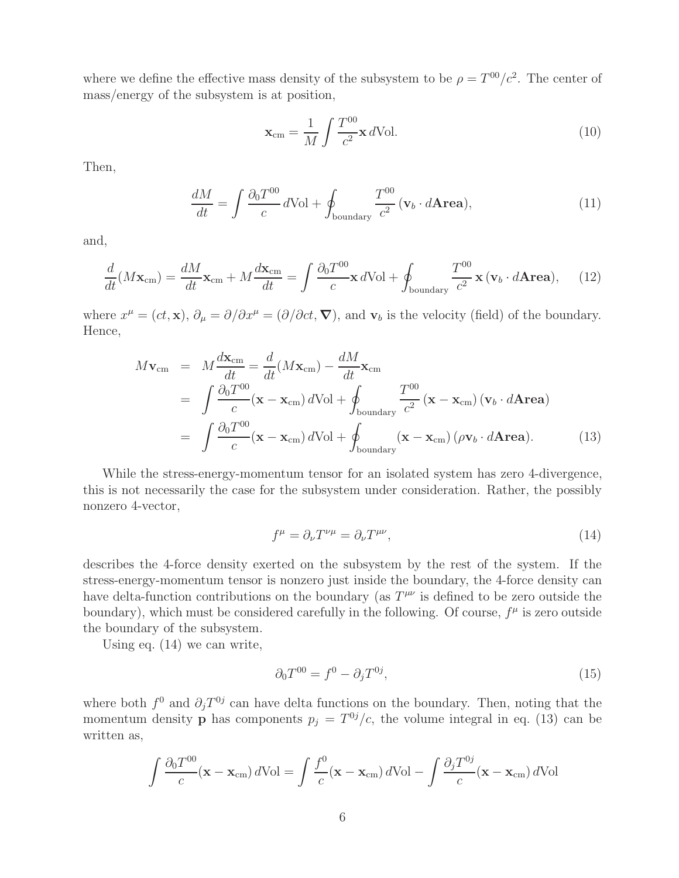where we define the effective mass density of the subsystem to be $\rho = T^{00}/c^2$. The center of mass/energy of the subsystem is at position,

$$
\mathbf{x}_{\rm cm} = \frac{1}{M} \int \frac{T^{00}}{c^2} \mathbf{x} \, d\text{Vol}. \tag{10}
$$

Then,

$$
\frac{dM}{dt} = \int \frac{\partial_0 T^{00}}{c} \, d\text{Vol} + \oint_{\rm boundary} \frac{T^{00}}{c^2} \, (\mathbf{v}_b \cdot d\mathbf{Area}), \tag{11}
$$

and,

$$
\frac{d}{dt}(M \mathbf{x}_{\rm cm}) = \frac{dM}{dt} \mathbf{x}_{\rm cm} + M \frac{d\mathbf{x}_{\rm cm}}{dt} = \int \frac{\partial_0 T^{00}}{c} \mathbf{x} \, d\text{Vol} + \oint_{\rm boundary} \frac{T^{00}}{c^2} \, \mathbf{x} \, (\mathbf{v}_b \cdot d\mathbf{Area}), \tag{12}
$$

where $x^\mu = (ct, \mathbf{x})$, $\partial_\mu = \partial/\partial x^\mu = (\partial/\partial ct, \boldsymbol{\nabla})$, and $\mathbf{v}_b$ is the velocity (field) of the boundary. Hence,

$$
\begin{aligned}
M \mathbf{v}_{\rm cm} &= M \frac{d\mathbf{x}_{\rm cm}}{dt} = \frac{d}{dt}(M \mathbf{x}_{\rm cm}) - \frac{dM}{dt} \mathbf{x}_{\rm cm} \\
&= \int \frac{\partial_0 T^{00}}{c} (\mathbf{x} - \mathbf{x}_{\rm cm}) \, d\text{Vol} + \oint_{\rm boundary} \frac{T^{00}}{c^2} \, (\mathbf{x} - \mathbf{x}_{\rm cm}) \, (\mathbf{v}_b \cdot d\mathbf{Area}) \\
&= \int \frac{\partial_0 T^{00}}{c} (\mathbf{x} - \mathbf{x}_{\rm cm}) \, d\text{Vol} + \oint_{\rm boundary} (\mathbf{x} - \mathbf{x}_{\rm cm}) \, (\rho \mathbf{v}_b \cdot d\mathbf{Area}).
\end{aligned} \tag{13}
$$

While the stress-energy-momentum tensor for an isolated system has zero 4-divergence, this is not necessarily the case for the subsystem under consideration. Rather, the possibly nonzero 4-vector,

$$
f^\mu = \partial_\nu T^{\nu\mu} = \partial_\nu T^{\mu\nu}, \tag{14}
$$

describes the 4-force density exerted on the subsystem by the rest of the system. If the stress-energy-momentum tensor is nonzero just inside the boundary, the 4-force density can have delta-function contributions on the boundary (as $T^{\mu\nu}$ is defined to be zero outside the boundary), which must be considered carefully in the following. Of course, $f^\mu$ is zero outside the boundary of the subsystem.

Using eq. (14) we can write,

$$
\partial_0 T^{00} = f^0 - \partial_j T^{0j}, \tag{15}
$$

where both $f^0$ and $\partial_j T^{0j}$ can have delta functions on the boundary. Then, noting that the momentum density $\mathbf{p}$ has components $p_j = T^{0j}/c$, the volume integral in eq. (13) can be written as,

$$
\int \frac{\partial_0 T^{00}}{c} (\mathbf{x} - \mathbf{x}_{\rm cm}) \, d\text{Vol} = \int \frac{f^0}{c} (\mathbf{x} - \mathbf{x}_{\rm cm}) \, d\text{Vol} - \int \frac{\partial_j T^{0j}}{c} (\mathbf{x} - \mathbf{x}_{\rm cm}) \, d\text{Vol}
$$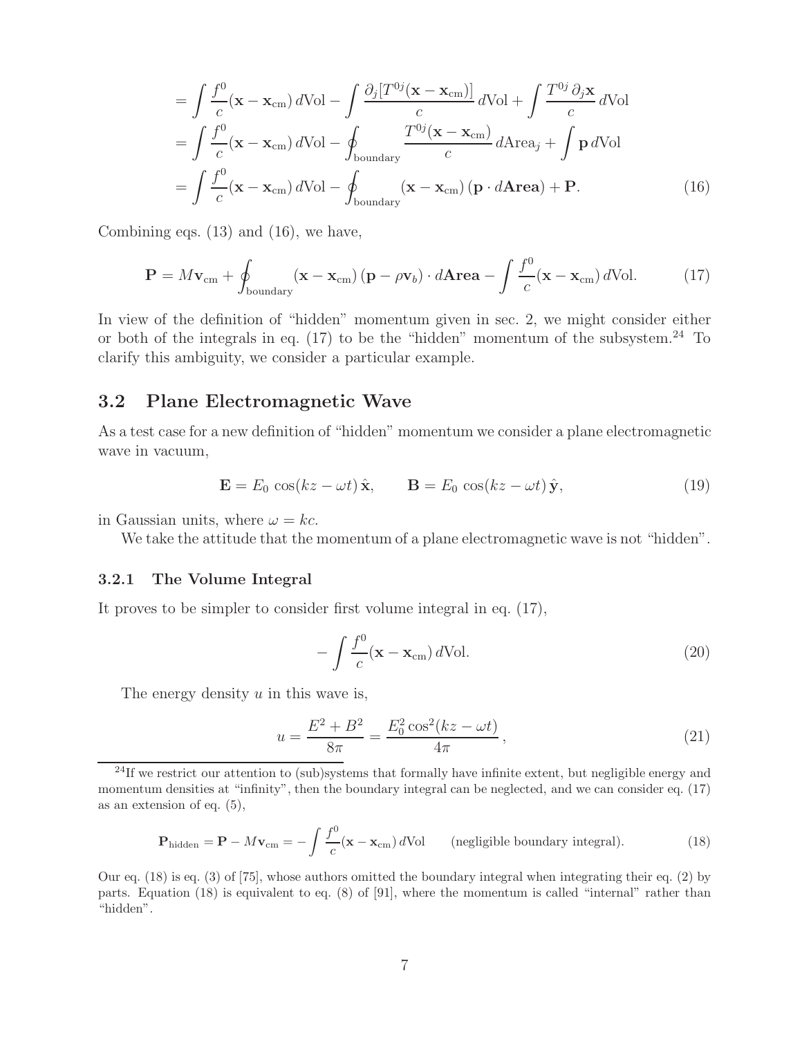$$
\begin{aligned}
&= \int \frac{f^0}{c}(\mathbf{x} - \mathbf{x}_{\rm cm})\, d\text{Vol} - \int \frac{\partial_j [T^{0j}(\mathbf{x} - \mathbf{x}_{\rm cm})]}{c}\, d\text{Vol} + \int \frac{T^{0j}\, \partial_j \mathbf{x}}{c}\, d\text{Vol} \\
&= \int \frac{f^0}{c}(\mathbf{x} - \mathbf{x}_{\rm cm})\, d\text{Vol} - \oint_{\rm boundary} \frac{T^{0j}(\mathbf{x} - \mathbf{x}_{\rm cm})}{c}\, d\text{Area}_j + \int \mathbf{p}\, d\text{Vol} \\
&= \int \frac{f^0}{c}(\mathbf{x} - \mathbf{x}_{\rm cm})\, d\text{Vol} - \oint_{\rm boundary} (\mathbf{x} - \mathbf{x}_{\rm cm})\, (\mathbf{p} \cdot d\mathbf{Area}) + \mathbf{P}. \qquad (16)
\end{aligned}
$$

Combining eqs. (13) and (16), we have,

$$
\mathbf{P} = M\mathbf{v}_{\rm cm} + \oint_{\rm boundary} (\mathbf{x} - \mathbf{x}_{\rm cm})\, (\mathbf{p} - \rho \mathbf{v}_b) \cdot d\mathbf{Area} - \int \frac{f^0}{c}(\mathbf{x} - \mathbf{x}_{\rm cm})\, d\text{Vol}. \qquad (17)
$$

In view of the definition of "hidden" momentum given in sec. 2, we might consider either or both of the integrals in eq. (17) to be the "hidden" momentum of the subsystem.[24] To clarify this ambiguity, we consider a particular example.

## 3.2 Plane Electromagnetic Wave

As a test case for a new definition of "hidden" momentum we consider a plane electromagnetic wave in vacuum,

$$
\mathbf{E} = E_0 \cos(kz - \omega t)\, \hat{\mathbf{x}}, \qquad \mathbf{B} = E_0 \cos(kz - \omega t)\, \hat{\mathbf{y}}, \qquad (19)
$$

in Gaussian units, where $\omega = kc$.

We take the attitude that the momentum of a plane electromagnetic wave is not "hidden".

### 3.2.1 The Volume Integral

It proves to be simpler to consider first volume integral in eq. (17),

$$
- \int \frac{f^0}{c}(\mathbf{x} - \mathbf{x}_{\rm cm})\, d\text{Vol}. \qquad (20)
$$

The energy density $u$ in this wave is,

$$
u = \frac{E^2 + B^2}{8\pi} = \frac{E_0^2 \cos^2(kz - \omega t)}{4\pi}\,, \qquad (21)
$$

[24] If we restrict our attention to (sub)systems that formally have infinite extent, but negligible energy and momentum densities at "infinity", then the boundary integral can be neglected, and we can consider eq. (17) as an extension of eq. (5),

$$
\mathbf{P}_{\rm hidden} = \mathbf{P} - M\mathbf{v}_{\rm cm} = - \int \frac{f^0}{c}(\mathbf{x} - \mathbf{x}_{\rm cm})\, d\text{Vol} \qquad \text{(negligible boundary integral)}. \qquad (18)
$$

Our eq. (18) is eq. (3) of [75], whose authors omitted the boundary integral when integrating their eq. (2) by parts. Equation (18) is equivalent to eq. (8) of [91], where the momentum is called "internal" rather than "hidden".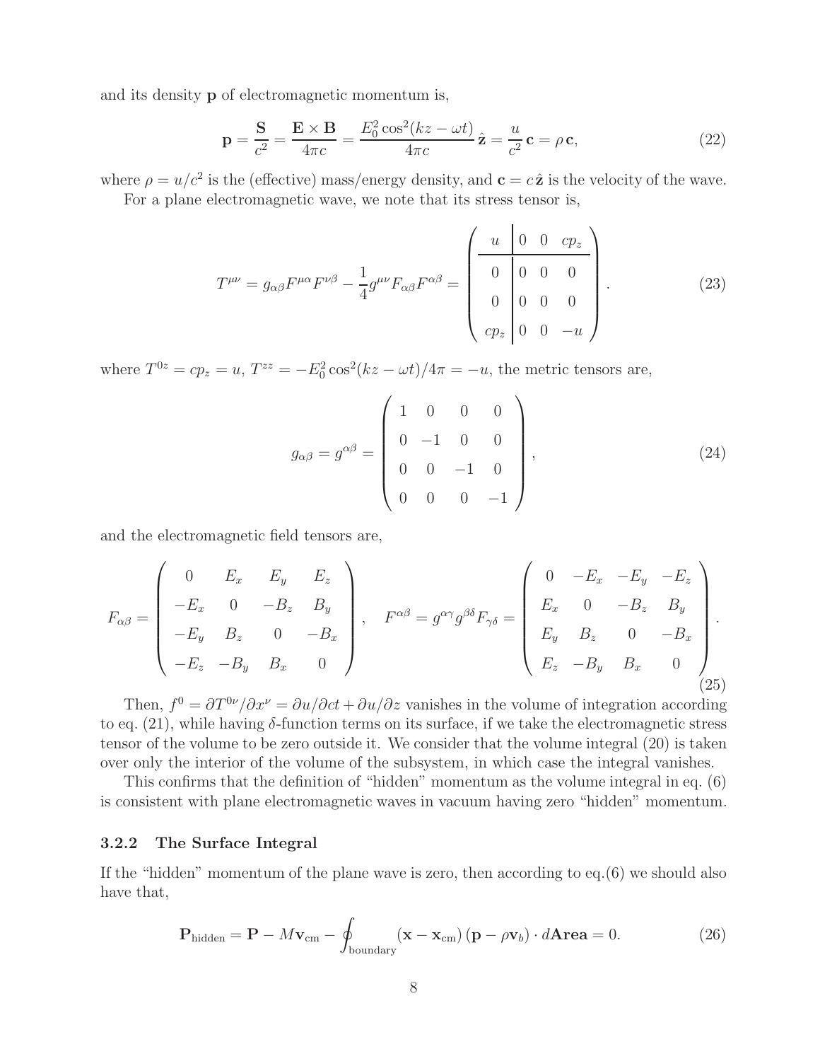and its density $\mathbf{p}$ of electromagnetic momentum is,

$$
\mathbf{p} = \frac{\mathbf{S}}{c^2} = \frac{\mathbf{E}\times\mathbf{B}}{4\pi c} = \frac{E_0^2\cos^2(kz-\omega t)}{4\pi c}\,\hat{\mathbf{z}} = \frac{u}{c^2}\,\mathbf{c} = \rho\,\mathbf{c}, \tag{22}
$$

where $\rho = u/c^2$ is the (effective) mass/energy density, and $\mathbf{c} = c\,\hat{\mathbf{z}}$ is the velocity of the wave.

For a plane electromagnetic wave, we note that its stress tensor is,

$$
T^{\mu\nu} = g_{\alpha\beta}F^{\mu\alpha}F^{\nu\beta} - \frac{1}{4}g^{\mu\nu}F_{\alpha\beta}F^{\alpha\beta} = \left(\begin{array}{c|ccc} u & 0 & 0 & cp_z \\ \hline 0 & 0 & 0 & 0 \\ 0 & 0 & 0 & 0 \\ cp_z & 0 & 0 & -u \end{array}\right). \tag{23}
$$

where $T^{0z} = cp_z = u$, $T^{zz} = -E_0^2\cos^2(kz-\omega t)/4\pi = -u$, the metric tensors are,

$$
g_{\alpha\beta} = g^{\alpha\beta} = \begin{pmatrix} 1 & 0 & 0 & 0 \\ 0 & -1 & 0 & 0 \\ 0 & 0 & -1 & 0 \\ 0 & 0 & 0 & -1 \end{pmatrix}, \tag{24}
$$

and the electromagnetic field tensors are,

$$
F_{\alpha\beta} = \begin{pmatrix} 0 & E_x & E_y & E_z \\ -E_x & 0 & -B_z & B_y \\ -E_y & B_z & 0 & -B_x \\ -E_z & -B_y & B_x & 0 \end{pmatrix}, \quad F^{\alpha\beta} = g^{\alpha\gamma}g^{\beta\delta}F_{\gamma\delta} = \begin{pmatrix} 0 & -E_x & -E_y & -E_z \\ E_x & 0 & -B_z & B_y \\ E_y & B_z & 0 & -B_x \\ E_z & -B_y & B_x & 0 \end{pmatrix}. \tag{25}
$$

Then, $f^0 = \partial T^{0\nu}/\partial x^\nu = \partial u/\partial ct + \partial u/\partial z$ vanishes in the volume of integration according to eq. (21), while having $\delta$-function terms on its surface, if we take the electromagnetic stress tensor of the volume to be zero outside it. We consider that the volume integral (20) is taken over only the interior of the volume of the subsystem, in which case the integral vanishes.

This confirms that the definition of "hidden" momentum as the volume integral in eq. (6) is consistent with plane electromagnetic waves in vacuum having zero "hidden" momentum.

### 3.2.2 The Surface Integral

If the "hidden" momentum of the plane wave is zero, then according to eq.(6) we should also have that,

$$
\mathbf{P}_{\rm hidden} = \mathbf{P} - M\mathbf{v}_{\rm cm} - \oint_{\rm boundary}(\mathbf{x}-\mathbf{x}_{\rm cm})\,(\mathbf{p}-\rho\mathbf{v}_b)\cdot d\mathbf{Area} = 0. \tag{26}
$$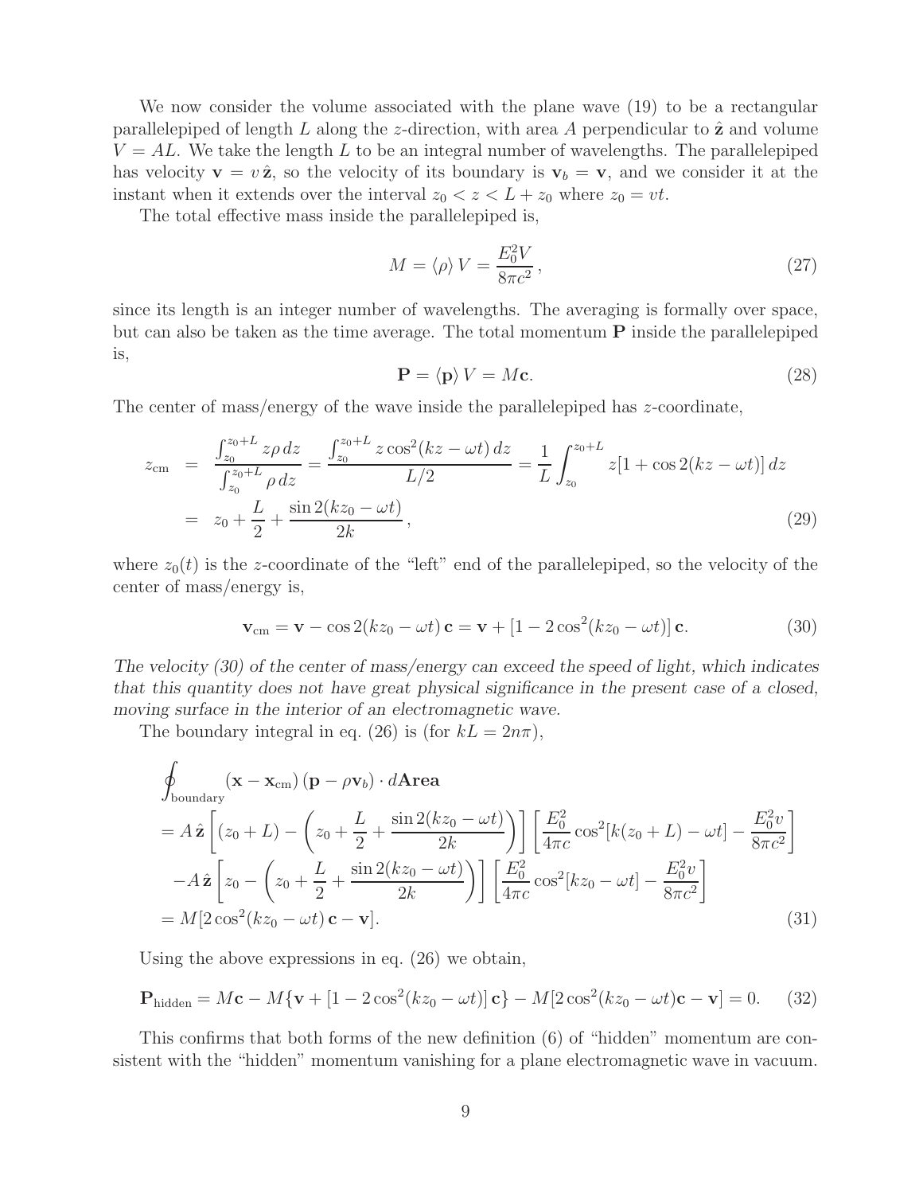We now consider the volume associated with the plane wave (19) to be a rectangular parallelepiped of length $L$ along the $z$-direction, with area $A$ perpendicular to $\hat{\mathbf{z}}$ and volume $V = AL$. We take the length $L$ to be an integral number of wavelengths. The parallelepiped has velocity $\mathbf{v} = v\,\hat{\mathbf{z}}$, so the velocity of its boundary is $\mathbf{v}_b = \mathbf{v}$, and we consider it at the instant when it extends over the interval $z_0 < z < L + z_0$ where $z_0 = vt$.

The total effective mass inside the parallelepiped is,

$$M = \langle \rho \rangle V = \frac{E_0^2 V}{8\pi c^2}, \tag{27}$$

since its length is an integer number of wavelengths. The averaging is formally over space, but can also be taken as the time average. The total momentum $\mathbf{P}$ inside the parallelepiped is,

$$\mathbf{P} = \langle \mathbf{p} \rangle V = M\mathbf{c}. \tag{28}$$

The center of mass/energy of the wave inside the parallelepiped has $z$-coordinate,

$$\begin{aligned} z_{\rm cm} &= \frac{\int_{z_0}^{z_0+L} z\rho\, dz}{\int_{z_0}^{z_0+L} \rho\, dz} = \frac{\int_{z_0}^{z_0+L} z\cos^2(kz - \omega t)\, dz}{L/2} = \frac{1}{L}\int_{z_0}^{z_0+L} z[1 + \cos 2(kz - \omega t)]\, dz \\ &= z_0 + \frac{L}{2} + \frac{\sin 2(kz_0 - \omega t)}{2k}, \end{aligned} \tag{29}$$

where $z_0(t)$ is the $z$-coordinate of the "left" end of the parallelepiped, so the velocity of the center of mass/energy is,

$$\mathbf{v}_{\rm cm} = \mathbf{v} - \cos 2(kz_0 - \omega t)\,\mathbf{c} = \mathbf{v} + [1 - 2\cos^2(kz_0 - \omega t)]\,\mathbf{c}. \tag{30}$$

*The velocity (30) of the center of mass/energy can exceed the speed of light, which indicates that this quantity does not have great physical significance in the present case of a closed, moving surface in the interior of an electromagnetic wave.*

The boundary integral in eq. (26) is (for $kL = 2n\pi$),

$$\begin{aligned} &\oint_{\rm boundary} (\mathbf{x} - \mathbf{x}_{\rm cm})\,(\mathbf{p} - \rho\mathbf{v}_b)\cdot d\mathbf{Area} \\ &= A\,\hat{\mathbf{z}}\left[(z_0 + L) - \left(z_0 + \frac{L}{2} + \frac{\sin 2(kz_0 - \omega t)}{2k}\right)\right]\left[\frac{E_0^2}{4\pi c}\cos^2[k(z_0 + L) - \omega t] - \frac{E_0^2 v}{8\pi c^2}\right] \\ &\quad - A\,\hat{\mathbf{z}}\left[z_0 - \left(z_0 + \frac{L}{2} + \frac{\sin 2(kz_0 - \omega t)}{2k}\right)\right]\left[\frac{E_0^2}{4\pi c}\cos^2[kz_0 - \omega t] - \frac{E_0^2 v}{8\pi c^2}\right] \\ &= M[2\cos^2(kz_0 - \omega t)\,\mathbf{c} - \mathbf{v}]. \end{aligned} \tag{31}$$

Using the above expressions in eq. (26) we obtain,

$$\mathbf{P}_{\rm hidden} = M\mathbf{c} - M\{\mathbf{v} + [1 - 2\cos^2(kz_0 - \omega t)]\,\mathbf{c}\} - M[2\cos^2(kz_0 - \omega t)\mathbf{c} - \mathbf{v}] = 0. \tag{32}$$

This confirms that both forms of the new definition (6) of "hidden" momentum are consistent with the "hidden" momentum vanishing for a plane electromagnetic wave in vacuum.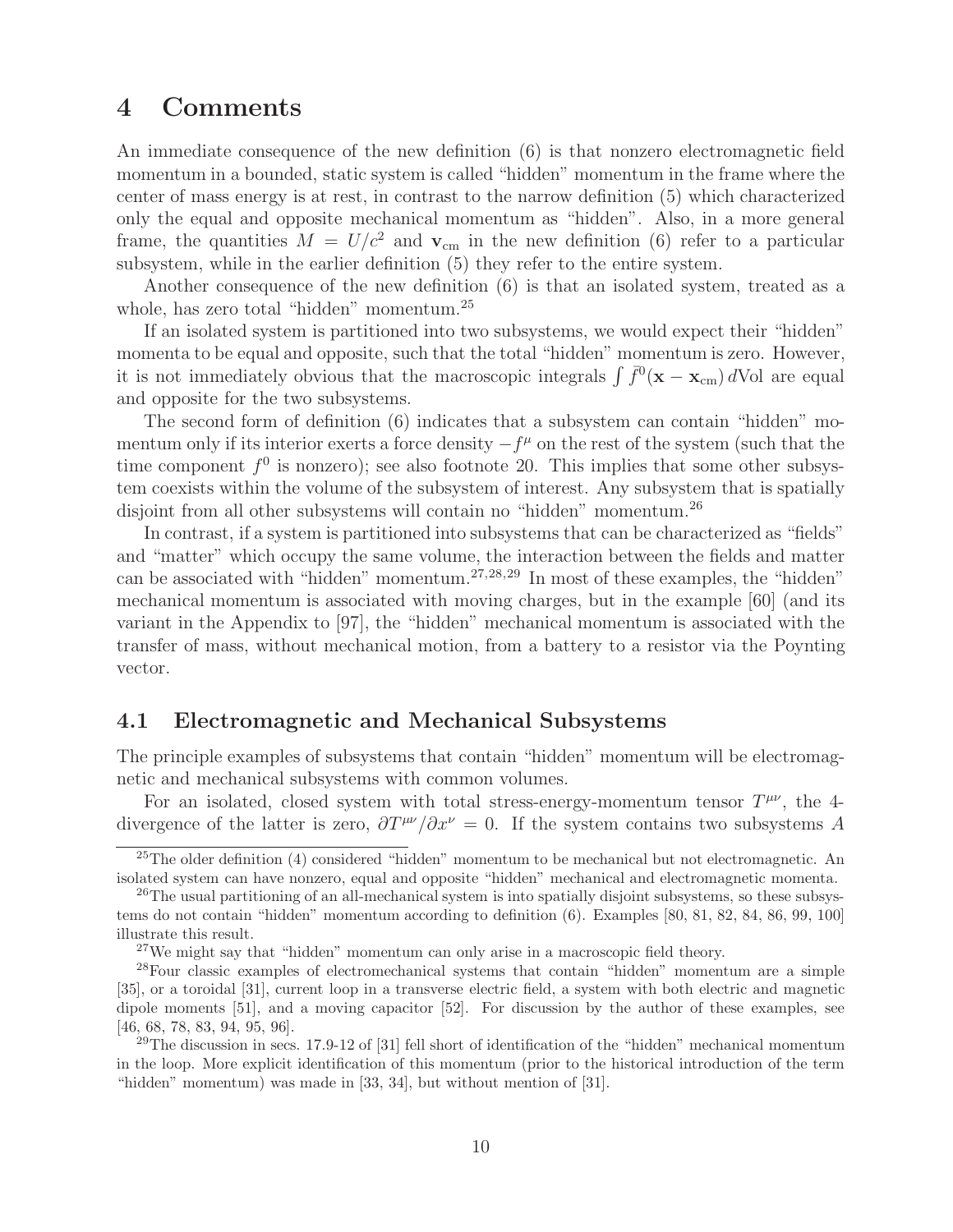# 4 Comments

An immediate consequence of the new definition (6) is that nonzero electromagnetic field momentum in a bounded, static system is called "hidden" momentum in the frame where the center of mass energy is at rest, in contrast to the narrow definition (5) which characterized only the equal and opposite mechanical momentum as "hidden". Also, in a more general frame, the quantities $M = U/c^2$ and $\mathbf{v}_{\rm cm}$ in the new definition (6) refer to a particular subsystem, while in the earlier definition (5) they refer to the entire system.

Another consequence of the new definition (6) is that an isolated system, treated as a whole, has zero total "hidden" momentum.[25]

If an isolated system is partitioned into two subsystems, we would expect their "hidden" momenta to be equal and opposite, such that the total "hidden" momentum is zero. However, it is not immediately obvious that the macroscopic integrals $\int \bar{f}^0(\mathbf{x} - \mathbf{x}_{\rm cm})\, d{\rm Vol}$ are equal and opposite for the two subsystems.

The second form of definition (6) indicates that a subsystem can contain "hidden" momentum only if its interior exerts a force density $-f^\mu$ on the rest of the system (such that the time component $f^0$ is nonzero); see also footnote 20. This implies that some other subsystem coexists within the volume of the subsystem of interest. Any subsystem that is spatially disjoint from all other subsystems will contain no "hidden" momentum.[26]

In contrast, if a system is partitioned into subsystems that can be characterized as "fields" and "matter" which occupy the same volume, the interaction between the fields and matter can be associated with "hidden" momentum.[27,28,29] In most of these examples, the "hidden" mechanical momentum is associated with moving charges, but in the example [60] (and its variant in the Appendix to [97], the "hidden" mechanical momentum is associated with the transfer of mass, without mechanical motion, from a battery to a resistor via the Poynting vector.

## 4.1 Electromagnetic and Mechanical Subsystems

The principle examples of subsystems that contain "hidden" momentum will be electromagnetic and mechanical subsystems with common volumes.

For an isolated, closed system with total stress-energy-momentum tensor $T^{\mu\nu}$, the 4-divergence of the latter is zero, $\partial T^{\mu\nu}/\partial x^\nu = 0$. If the system contains two subsystems $A$

---

[25] The older definition (4) considered "hidden" momentum to be mechanical but not electromagnetic. An isolated system can have nonzero, equal and opposite "hidden" mechanical and electromagnetic momenta.

[26] The usual partitioning of an all-mechanical system is into spatially disjoint subsystems, so these subsystems do not contain "hidden" momentum according to definition (6). Examples [80, 81, 82, 84, 86, 99, 100] illustrate this result.

[27] We might say that "hidden" momentum can only arise in a macroscopic field theory.

[28] Four classic examples of electromechanical systems that contain "hidden" momentum are a simple [35], or a toroidal [31], current loop in a transverse electric field, a system with both electric and magnetic dipole moments [51], and a moving capacitor [52]. For discussion by the author of these examples, see [46, 68, 78, 83, 94, 95, 96].

[29] The discussion in secs. 17.9-12 of [31] fell short of identification of the "hidden" mechanical momentum in the loop. More explicit identification of this momentum (prior to the historical introduction of the term "hidden" momentum) was made in [33, 34], but without mention of [31].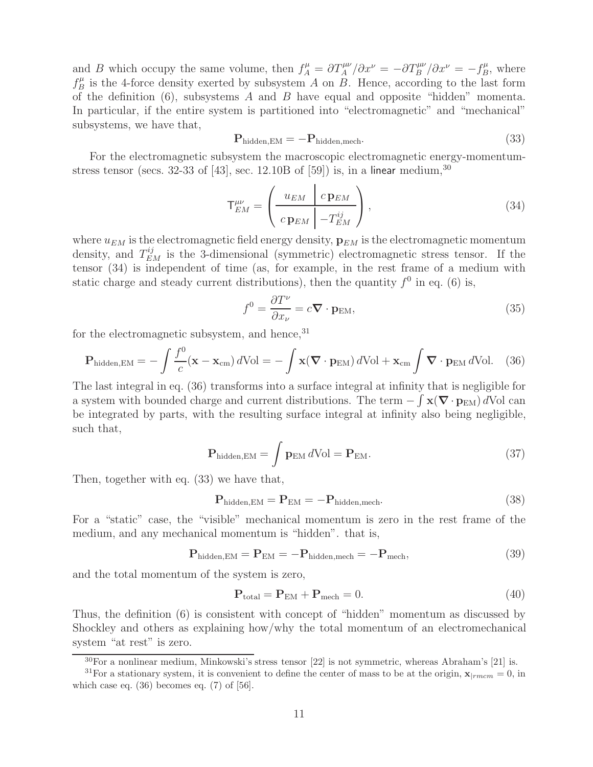and $B$ which occupy the same volume, then $f_A^\mu = \partial T_A^{\mu\nu}/\partial x^\nu = -\partial T_B^{\mu\nu}/\partial x^\nu = -f_B^\mu$, where $f_B^\mu$ is the 4-force density exerted by subsystem $A$ on $B$. Hence, according to the last form of the definition (6), subsystems $A$ and $B$ have equal and opposite "hidden" momenta. In particular, if the entire system is partitioned into "electromagnetic" and "mechanical" subsystems, we have that,

$$\mathbf{P}_{\rm hidden,EM} = -\mathbf{P}_{\rm hidden,mech}. \tag{33}$$

For the electromagnetic subsystem the macroscopic electromagnetic energy-momentum-stress tensor (secs. 32-33 of [43], sec. 12.10B of [59]) is, in a linear medium,[30]

$$\mathsf{T}_{EM}^{\mu\nu} = \left( \begin{array}{c|c} u_{EM} & c\,\mathbf{p}_{EM} \\ \hline c\,\mathbf{p}_{EM} & -T_{EM}^{ij} \end{array} \right), \tag{34}$$

where $u_{EM}$ is the electromagnetic field energy density, $\mathbf{p}_{EM}$ is the electromagnetic momentum density, and $T_{EM}^{ij}$ is the 3-dimensional (symmetric) electromagnetic stress tensor. If the tensor (34) is independent of time (as, for example, in the rest frame of a medium with static charge and steady current distributions), then the quantity $f^0$ in eq. (6) is,

$$f^0 = \frac{\partial T^\nu}{\partial x_\nu} = c\boldsymbol{\nabla}\cdot\mathbf{p}_{\rm EM}, \tag{35}$$

for the electromagnetic subsystem, and hence,[31]

$$\mathbf{P}_{\rm hidden,EM} = -\int \frac{f^0}{c}(\mathbf{x} - \mathbf{x}_{\rm cm})\,d{\rm Vol} = -\int \mathbf{x}(\boldsymbol{\nabla}\cdot\mathbf{p}_{\rm EM})\,d{\rm Vol} + \mathbf{x}_{\rm cm}\int \boldsymbol{\nabla}\cdot\mathbf{p}_{\rm EM}\,d{\rm Vol}. \tag{36}$$

The last integral in eq. (36) transforms into a surface integral at infinity that is negligible for a system with bounded charge and current distributions. The term $-\int \mathbf{x}(\boldsymbol{\nabla}\cdot\mathbf{p}_{\rm EM})\,d{\rm Vol}$ can be integrated by parts, with the resulting surface integral at infinity also being negligible, such that,

$$\mathbf{P}_{\rm hidden,EM} = \int \mathbf{p}_{\rm EM}\,d{\rm Vol} = \mathbf{P}_{\rm EM}. \tag{37}$$

Then, together with eq. (33) we have that,

$$\mathbf{P}_{\rm hidden,EM} = \mathbf{P}_{\rm EM} = -\mathbf{P}_{\rm hidden,mech}. \tag{38}$$

For a "static" case, the "visible" mechanical momentum is zero in the rest frame of the medium, and any mechanical momentum is "hidden". that is,

$$\mathbf{P}_{\rm hidden,EM} = \mathbf{P}_{\rm EM} = -\mathbf{P}_{\rm hidden,mech} = -\mathbf{P}_{\rm mech}, \tag{39}$$

and the total momentum of the system is zero,

$$\mathbf{P}_{\rm total} = \mathbf{P}_{\rm EM} + \mathbf{P}_{\rm mech} = 0. \tag{40}$$

Thus, the definition (6) is consistent with concept of "hidden" momentum as discussed by Shockley and others as explaining how/why the total momentum of an electromechanical system "at rest" is zero.

---

[30] For a nonlinear medium, Minkowski's stress tensor [22] is not symmetric, whereas Abraham's [21] is.

[31] For a stationary system, it is convenient to define the center of mass to be at the origin, $\mathbf{x}_{|rmcm} = 0$, in which case eq. (36) becomes eq. (7) of [56].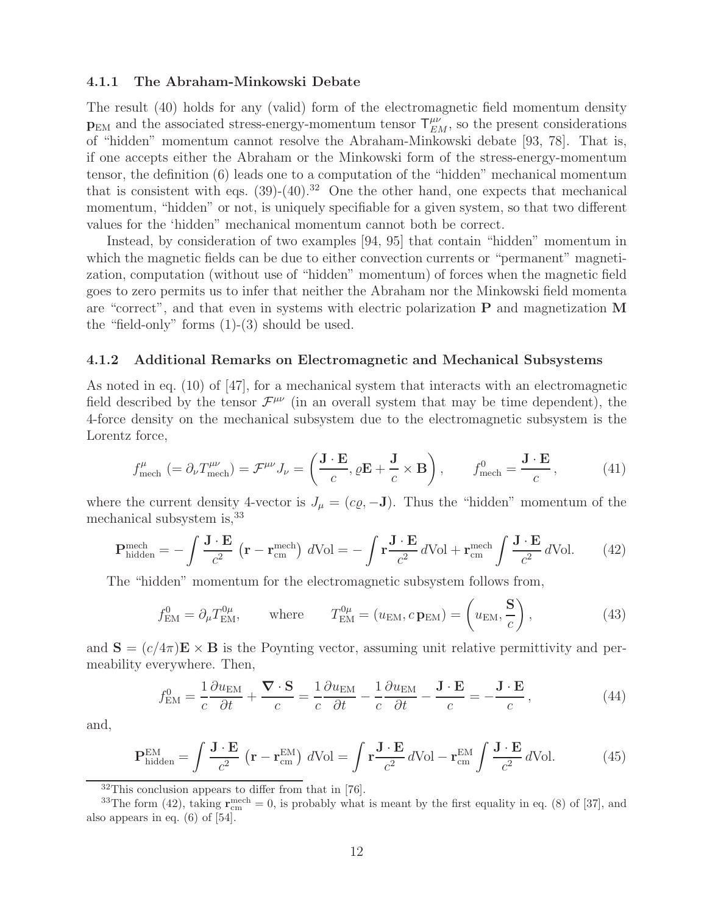### 4.1.1 The Abraham-Minkowski Debate

The result (40) holds for any (valid) form of the electromagnetic field momentum density $\mathbf{p}_{\rm EM}$ and the associated stress-energy-momentum tensor $\mathsf{T}^{\mu\nu}_{EM}$, so the present considerations of "hidden" momentum cannot resolve the Abraham-Minkowski debate [93, 78]. That is, if one accepts either the Abraham or the Minkowski form of the stress-energy-momentum tensor, the definition (6) leads one to a computation of the "hidden" mechanical momentum that is consistent with eqs. (39)-(40).[32] One the other hand, one expects that mechanical momentum, "hidden" or not, is uniquely specifiable for a given system, so that two different values for the 'hidden" mechanical momentum cannot both be correct.

Instead, by consideration of two examples [94, 95] that contain "hidden" momentum in which the magnetic fields can be due to either convection currents or "permanent" magnetization, computation (without use of "hidden" momentum) of forces when the magnetic field goes to zero permits us to infer that neither the Abraham nor the Minkowski field momenta are "correct", and that even in systems with electric polarization $\mathbf{P}$ and magnetization $\mathbf{M}$ the "field-only" forms (1)-(3) should be used.

### 4.1.2 Additional Remarks on Electromagnetic and Mechanical Subsystems

As noted in eq. (10) of [47], for a mechanical system that interacts with an electromagnetic field described by the tensor $\mathcal{F}^{\mu\nu}$ (in an overall system that may be time dependent), the 4-force density on the mechanical subsystem due to the electromagnetic subsystem is the Lorentz force,

$$f^\mu_{\rm mech}\ (= \partial_\nu T^{\mu\nu}_{\rm mech}) = \mathcal{F}^{\mu\nu} J_\nu = \left(\frac{\mathbf{J}\cdot\mathbf{E}}{c}, \varrho\mathbf{E} + \frac{\mathbf{J}}{c}\times\mathbf{B}\right), \qquad f^0_{\rm mech} = \frac{\mathbf{J}\cdot\mathbf{E}}{c}, \tag{41}$$

where the current density 4-vector is $J_\mu = (c\varrho, -\mathbf{J})$. Thus the "hidden" momentum of the mechanical subsystem is,[33]

$$\mathbf{P}^{\rm mech}_{\rm hidden} = -\int \frac{\mathbf{J}\cdot\mathbf{E}}{c^2}\left(\mathbf{r} - \mathbf{r}^{\rm mech}_{\rm cm}\right)\, d{\rm Vol} = -\int \mathbf{r}\frac{\mathbf{J}\cdot\mathbf{E}}{c^2}\, d{\rm Vol} + \mathbf{r}^{\rm mech}_{\rm cm}\int \frac{\mathbf{J}\cdot\mathbf{E}}{c^2}\, d{\rm Vol}. \tag{42}$$

The "hidden" momentum for the electromagnetic subsystem follows from,

$$f^0_{\rm EM} = \partial_\mu T^{0\mu}_{\rm EM}, \qquad \text{where} \qquad T^{0\mu}_{\rm EM} = (u_{\rm EM}, c\,\mathbf{p}_{\rm EM}) = \left(u_{\rm EM}, \frac{\mathbf{S}}{c}\right), \tag{43}$$

and $\mathbf{S} = (c/4\pi)\mathbf{E}\times\mathbf{B}$ is the Poynting vector, assuming unit relative permittivity and permeability everywhere. Then,

$$f^0_{\rm EM} = \frac{1}{c}\frac{\partial u_{\rm EM}}{\partial t} + \frac{\boldsymbol{\nabla}\cdot\mathbf{S}}{c} = \frac{1}{c}\frac{\partial u_{\rm EM}}{\partial t} - \frac{1}{c}\frac{\partial u_{\rm EM}}{\partial t} - \frac{\mathbf{J}\cdot\mathbf{E}}{c} = -\frac{\mathbf{J}\cdot\mathbf{E}}{c}, \tag{44}$$

and,

$$\mathbf{P}^{\rm EM}_{\rm hidden} = \int \frac{\mathbf{J}\cdot\mathbf{E}}{c^2}\left(\mathbf{r} - \mathbf{r}^{\rm EM}_{\rm cm}\right)\, d{\rm Vol} = \int \mathbf{r}\frac{\mathbf{J}\cdot\mathbf{E}}{c^2}\, d{\rm Vol} - \mathbf{r}^{\rm EM}_{\rm cm}\int \frac{\mathbf{J}\cdot\mathbf{E}}{c^2}\, d{\rm Vol}. \tag{45}$$

---

[32] This conclusion appears to differ from that in [76].

[33] The form (42), taking $\mathbf{r}^{\rm mech}_{\rm cm} = 0$, is probably what is meant by the first equality in eq. (8) of [37], and also appears in eq. (6) of [54].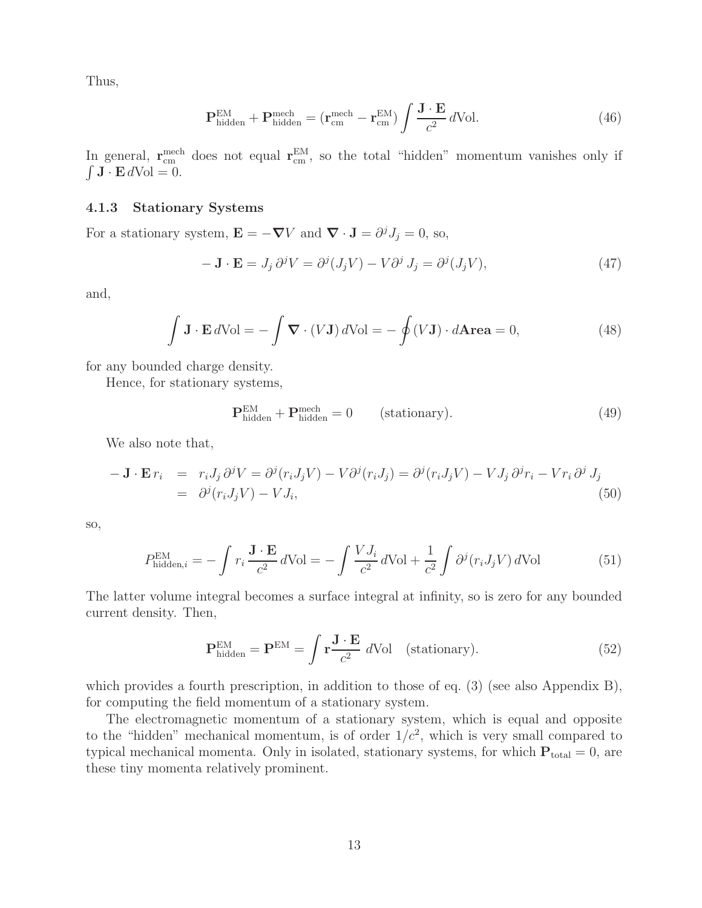Thus,

$$\mathbf{P}_{\text{hidden}}^{\text{EM}} + \mathbf{P}_{\text{hidden}}^{\text{mech}} = (\mathbf{r}_{\text{cm}}^{\text{mech}} - \mathbf{r}_{\text{cm}}^{\text{EM}}) \int \frac{\mathbf{J} \cdot \mathbf{E}}{c^2}\, d\text{Vol}. \tag{46}$$

In general, $\mathbf{r}_{\text{cm}}^{\text{mech}}$ does not equal $\mathbf{r}_{\text{cm}}^{\text{EM}}$, so the total "hidden" momentum vanishes only if $\int \mathbf{J} \cdot \mathbf{E}\, d\text{Vol} = 0$.

### 4.1.3 Stationary Systems

For a stationary system, $\mathbf{E} = -\boldsymbol{\nabla} V$ and $\boldsymbol{\nabla} \cdot \mathbf{J} = \partial^j J_j = 0$, so,

$$-\mathbf{J} \cdot \mathbf{E} = J_j\, \partial^j V = \partial^j (J_j V) - V \partial^j\, J_j = \partial^j (J_j V), \tag{47}$$

and,

$$\int \mathbf{J} \cdot \mathbf{E}\, d\text{Vol} = -\int \boldsymbol{\nabla} \cdot (V \mathbf{J})\, d\text{Vol} = -\oint (V \mathbf{J}) \cdot d\mathbf{Area} = 0, \tag{48}$$

for any bounded charge density.

Hence, for stationary systems,

$$\mathbf{P}_{\text{hidden}}^{\text{EM}} + \mathbf{P}_{\text{hidden}}^{\text{mech}} = 0 \qquad \text{(stationary)}. \tag{49}$$

We also note that,

$$\begin{aligned} -\mathbf{J} \cdot \mathbf{E}\, r_i &= r_i J_j\, \partial^j V = \partial^j (r_i J_j V) - V \partial^j (r_i J_j) = \partial^j (r_i J_j V) - V J_j\, \partial^j r_i - V r_i\, \partial^j\, J_j \\ &= \partial^j (r_i J_j V) - V J_i, \end{aligned} \tag{50}$$

so,

$$P_{\text{hidden},i}^{\text{EM}} = -\int r_i\, \frac{\mathbf{J} \cdot \mathbf{E}}{c^2}\, d\text{Vol} = -\int \frac{V J_i}{c^2}\, d\text{Vol} + \frac{1}{c^2} \int \partial^j (r_i J_j V)\, d\text{Vol} \tag{51}$$

The latter volume integral becomes a surface integral at infinity, so is zero for any bounded current density. Then,

$$\mathbf{P}_{\text{hidden}}^{\text{EM}} = \mathbf{P}^{\text{EM}} = \int \mathbf{r} \frac{\mathbf{J} \cdot \mathbf{E}}{c^2}\, d\text{Vol} \quad \text{(stationary)}. \tag{52}$$

which provides a fourth prescription, in addition to those of eq. (3) (see also Appendix B), for computing the field momentum of a stationary system.

The electromagnetic momentum of a stationary system, which is equal and opposite to the "hidden" mechanical momentum, is of order $1/c^2$, which is very small compared to typical mechanical momenta. Only in isolated, stationary systems, for which $\mathbf{P}_{\text{total}} = 0$, are these tiny momenta relatively prominent.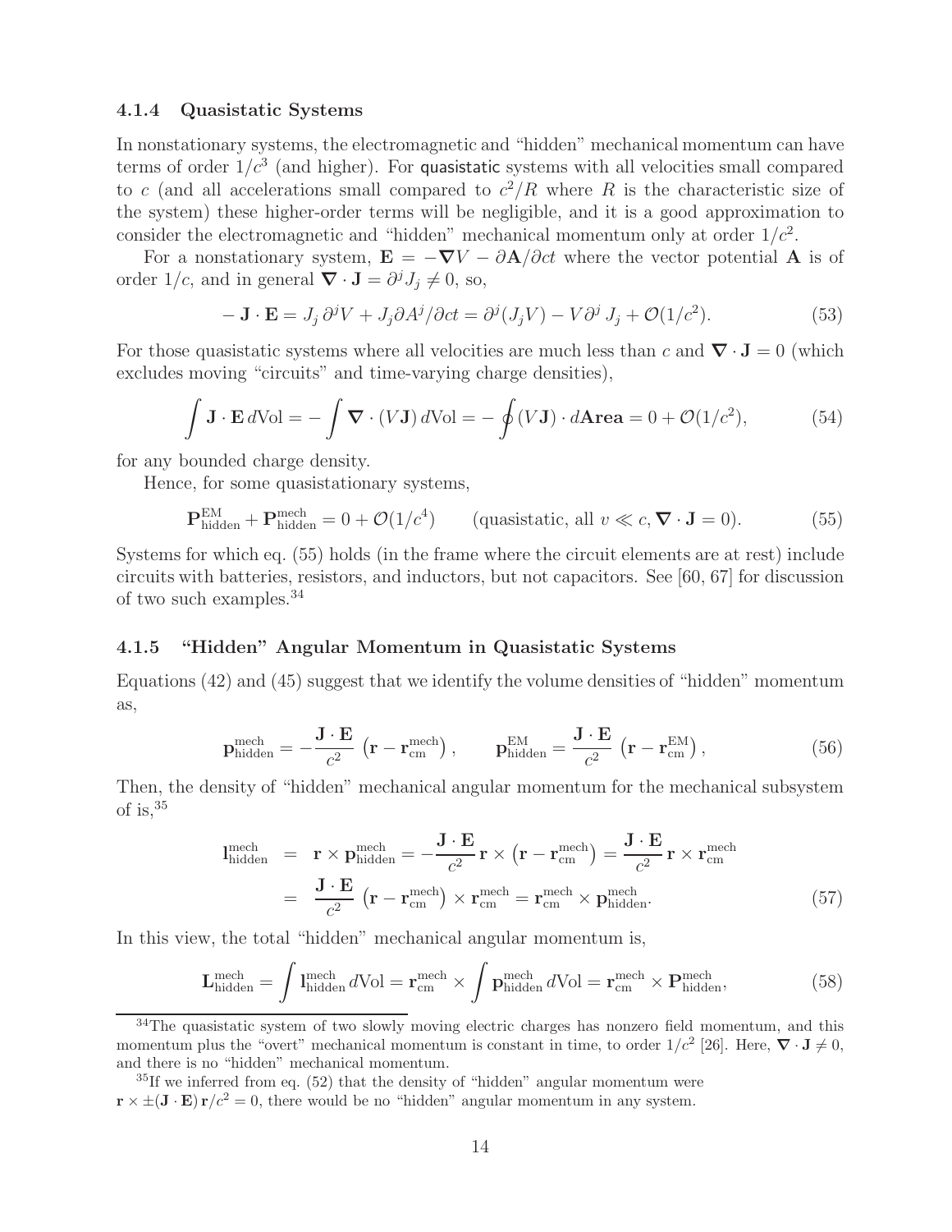### 4.1.4 Quasistatic Systems

In nonstationary systems, the electromagnetic and "hidden" mechanical momentum can have terms of order $1/c^3$ (and higher). For quasistatic systems with all velocities small compared to $c$ (and all accelerations small compared to $c^2/R$ where $R$ is the characteristic size of the system) these higher-order terms will be negligible, and it is a good approximation to consider the electromagnetic and "hidden" mechanical momentum only at order $1/c^2$.

For a nonstationary system, $\mathbf{E} = -\boldsymbol{\nabla} V - \partial \mathbf{A}/\partial ct$ where the vector potential $\mathbf{A}$ is of order $1/c$, and in general $\boldsymbol{\nabla} \cdot \mathbf{J} = \partial^j J_j \neq 0$, so,

$$- \mathbf{J} \cdot \mathbf{E} = J_j \, \partial^j V + J_j \partial A^j / \partial ct = \partial^j (J_j V) - V \partial^j \, J_j + \mathcal{O}(1/c^2). \tag{53}$$

For those quasistatic systems where all velocities are much less than $c$ and $\boldsymbol{\nabla} \cdot \mathbf{J} = 0$ (which excludes moving "circuits" and time-varying charge densities),

$$\int \mathbf{J} \cdot \mathbf{E} \, d\text{Vol} = - \int \boldsymbol{\nabla} \cdot (V \mathbf{J}) \, d\text{Vol} = - \oint (V \mathbf{J}) \cdot d\mathbf{Area} = 0 + \mathcal{O}(1/c^2), \tag{54}$$

for any bounded charge density.

Hence, for some quasistationary systems,

$$\mathbf{P}_{\text{hidden}}^{\text{EM}} + \mathbf{P}_{\text{hidden}}^{\text{mech}} = 0 + \mathcal{O}(1/c^4) \qquad (\text{quasistatic, all } v \ll c, \boldsymbol{\nabla} \cdot \mathbf{J} = 0). \tag{55}$$

Systems for which eq. (55) holds (in the frame where the circuit elements are at rest) include circuits with batteries, resistors, and inductors, but not capacitors. See [60, 67] for discussion of two such examples.[34]

### 4.1.5 "Hidden" Angular Momentum in Quasistatic Systems

Equations (42) and (45) suggest that we identify the volume densities of "hidden" momentum as,

$$\mathbf{p}_{\text{hidden}}^{\text{mech}} = -\frac{\mathbf{J} \cdot \mathbf{E}}{c^2} \left( \mathbf{r} - \mathbf{r}_{\text{cm}}^{\text{mech}} \right), \qquad \mathbf{p}_{\text{hidden}}^{\text{EM}} = \frac{\mathbf{J} \cdot \mathbf{E}}{c^2} \left( \mathbf{r} - \mathbf{r}_{\text{cm}}^{\text{EM}} \right), \tag{56}$$

Then, the density of "hidden" mechanical angular momentum for the mechanical subsystem of is,[35]

$$\begin{aligned}
\mathbf{l}_{\text{hidden}}^{\text{mech}} &= \mathbf{r} \times \mathbf{p}_{\text{hidden}}^{\text{mech}} = -\frac{\mathbf{J} \cdot \mathbf{E}}{c^2} \, \mathbf{r} \times \left( \mathbf{r} - \mathbf{r}_{\text{cm}}^{\text{mech}} \right) = \frac{\mathbf{J} \cdot \mathbf{E}}{c^2} \, \mathbf{r} \times \mathbf{r}_{\text{cm}}^{\text{mech}} \\
&= \frac{\mathbf{J} \cdot \mathbf{E}}{c^2} \left( \mathbf{r} - \mathbf{r}_{\text{cm}}^{\text{mech}} \right) \times \mathbf{r}_{\text{cm}}^{\text{mech}} = \mathbf{r}_{\text{cm}}^{\text{mech}} \times \mathbf{p}_{\text{hidden}}^{\text{mech}}.
\end{aligned} \tag{57}$$

In this view, the total "hidden" mechanical angular momentum is,

$$\mathbf{L}_{\text{hidden}}^{\text{mech}} = \int \mathbf{l}_{\text{hidden}}^{\text{mech}} \, d\text{Vol} = \mathbf{r}_{\text{cm}}^{\text{mech}} \times \int \mathbf{p}_{\text{hidden}}^{\text{mech}} \, d\text{Vol} = \mathbf{r}_{\text{cm}}^{\text{mech}} \times \mathbf{P}_{\text{hidden}}^{\text{mech}}, \tag{58}$$

---

[34] The quasistatic system of two slowly moving electric charges has nonzero field momentum, and this momentum plus the "overt" mechanical momentum is constant in time, to order $1/c^2$ [26]. Here, $\boldsymbol{\nabla} \cdot \mathbf{J} \neq 0$, and there is no "hidden" mechanical momentum.

[35] If we inferred from eq. (52) that the density of "hidden" angular momentum were $\mathbf{r} \times \pm(\mathbf{J} \cdot \mathbf{E}) \, \mathbf{r}/c^2 = 0$, there would be no "hidden" angular momentum in any system.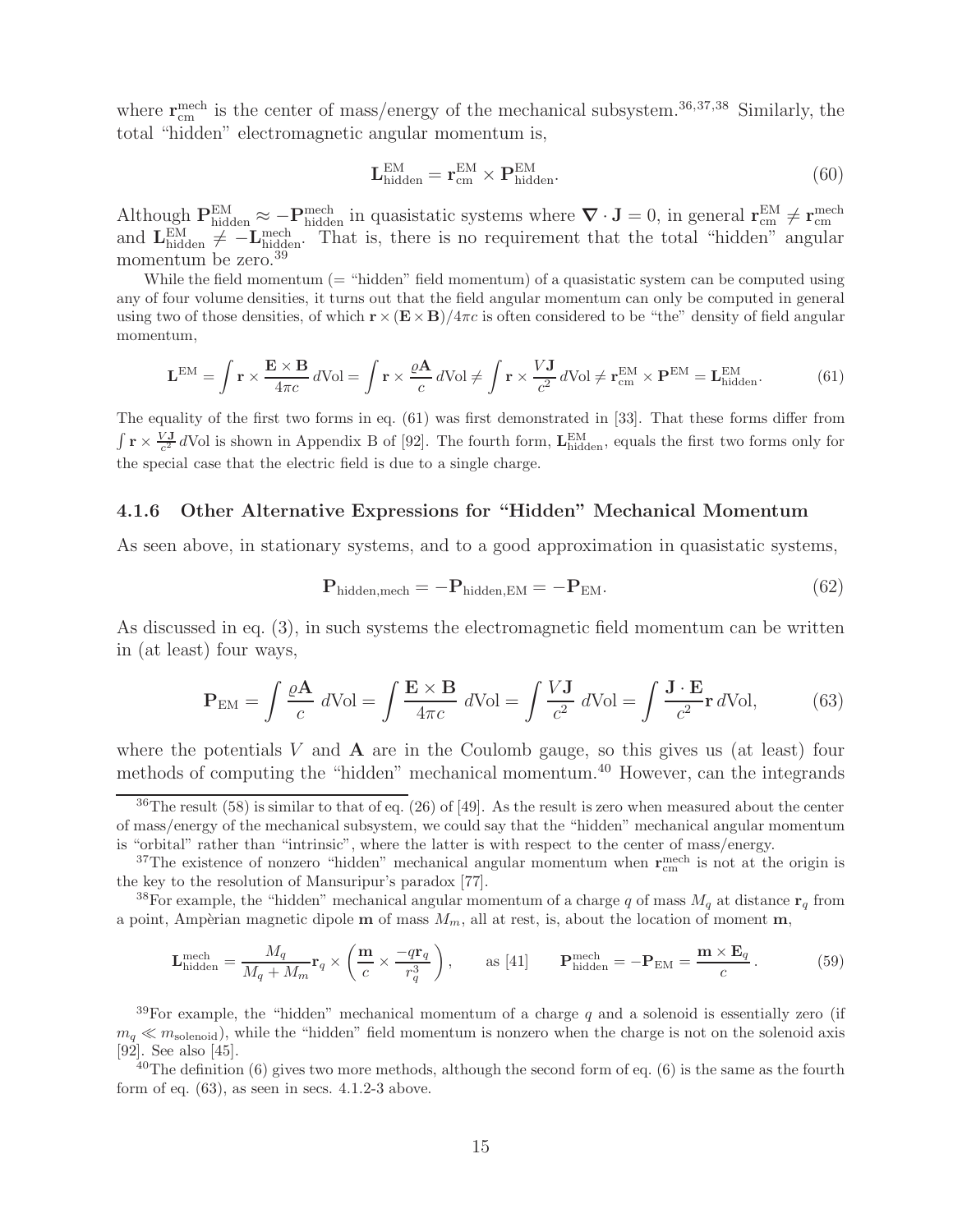where $\mathbf{r}_{\rm cm}^{\rm mech}$ is the center of mass/energy of the mechanical subsystem.[36,37,38] Similarly, the total "hidden" electromagnetic angular momentum is,

$$\mathbf{L}_{\rm hidden}^{\rm EM} = \mathbf{r}_{\rm cm}^{\rm EM} \times \mathbf{P}_{\rm hidden}^{\rm EM}. \tag{60}$$

Although $\mathbf{P}_{\rm hidden}^{\rm EM} \approx -\mathbf{P}_{\rm hidden}^{\rm mech}$ in quasistatic systems where $\boldsymbol{\nabla} \cdot \mathbf{J} = 0$, in general $\mathbf{r}_{\rm cm}^{\rm EM} \neq \mathbf{r}_{\rm cm}^{\rm mech}$ and $\mathbf{L}_{\rm hidden}^{\rm EM} \neq -\mathbf{L}_{\rm hidden}^{\rm mech}$. That is, there is no requirement that the total "hidden" angular momentum be zero.[39]

While the field momentum (= "hidden" field momentum) of a quasistatic system can be computed using any of four volume densities, it turns out that the field angular momentum can only be computed in general using two of those densities, of which $\mathbf{r} \times (\mathbf{E} \times \mathbf{B})/4\pi c$ is often considered to be "the" density of field angular momentum,

$$\mathbf{L}^{\rm EM} = \int \mathbf{r} \times \frac{\mathbf{E} \times \mathbf{B}}{4\pi c}\, d{\rm Vol} = \int \mathbf{r} \times \frac{\varrho \mathbf{A}}{c}\, d{\rm Vol} \neq \int \mathbf{r} \times \frac{V\mathbf{J}}{c^2}\, d{\rm Vol} \neq \mathbf{r}_{\rm cm}^{\rm EM} \times \mathbf{P}^{\rm EM} = \mathbf{L}_{\rm hidden}^{\rm EM}. \tag{61}$$

The equality of the first two forms in eq. (61) was first demonstrated in [33]. That these forms differ from $\int \mathbf{r} \times \frac{V\mathbf{J}}{c^2}\, d{\rm Vol}$ is shown in Appendix B of [92]. The fourth form, $\mathbf{L}_{\rm hidden}^{\rm EM}$, equals the first two forms only for the special case that the electric field is due to a single charge.

### 4.1.6 Other Alternative Expressions for "Hidden" Mechanical Momentum

As seen above, in stationary systems, and to a good approximation in quasistatic systems,

$$\mathbf{P}_{\rm hidden,mech} = -\mathbf{P}_{\rm hidden,EM} = -\mathbf{P}_{\rm EM}. \tag{62}$$

As discussed in eq. (3), in such systems the electromagnetic field momentum can be written in (at least) four ways,

$$\mathbf{P}_{\rm EM} = \int \frac{\varrho \mathbf{A}}{c}\ d{\rm Vol} = \int \frac{\mathbf{E} \times \mathbf{B}}{4\pi c}\ d{\rm Vol} = \int \frac{V\mathbf{J}}{c^2}\ d{\rm Vol} = \int \frac{\mathbf{J} \cdot \mathbf{E}}{c^2}\mathbf{r}\, d{\rm Vol}, \tag{63}$$

where the potentials $V$ and $\mathbf{A}$ are in the Coulomb gauge, so this gives us (at least) four methods of computing the "hidden" mechanical momentum.[40] However, can the integrands

---

[36] The result (58) is similar to that of eq. (26) of [49]. As the result is zero when measured about the center of mass/energy of the mechanical subsystem, we could say that the "hidden" mechanical angular momentum is "orbital" rather than "intrinsic", where the latter is with respect to the center of mass/energy.

[37] The existence of nonzero "hidden" mechanical angular momentum when $\mathbf{r}_{\rm cm}^{\rm mech}$ is not at the origin is the key to the resolution of Mansuripur's paradox [77].

[38] For example, the "hidden" mechanical angular momentum of a charge $q$ of mass $M_q$ at distance $\mathbf{r}_q$ from a point, Ampèrian magnetic dipole $\mathbf{m}$ of mass $M_m$, all at rest, is, about the location of moment $\mathbf{m}$,

$$\mathbf{L}_{\rm hidden}^{\rm mech} = \frac{M_q}{M_q + M_m}\mathbf{r}_q \times \left(\frac{\mathbf{m}}{c} \times \frac{-q\mathbf{r}_q}{r_q^3}\right), \qquad \text{as [41]} \qquad \mathbf{P}_{\rm hidden}^{\rm mech} = -\mathbf{P}_{\rm EM} = \frac{\mathbf{m} \times \mathbf{E}_q}{c}. \tag{59}$$

[39] For example, the "hidden" mechanical momentum of a charge $q$ and a solenoid is essentially zero (if $m_q \ll m_{\rm solenoid}$), while the "hidden" field momentum is nonzero when the charge is not on the solenoid axis [92]. See also [45].

[40] The definition (6) gives two more methods, although the second form of eq. (6) is the same as the fourth form of eq. (63), as seen in secs. 4.1.2-3 above.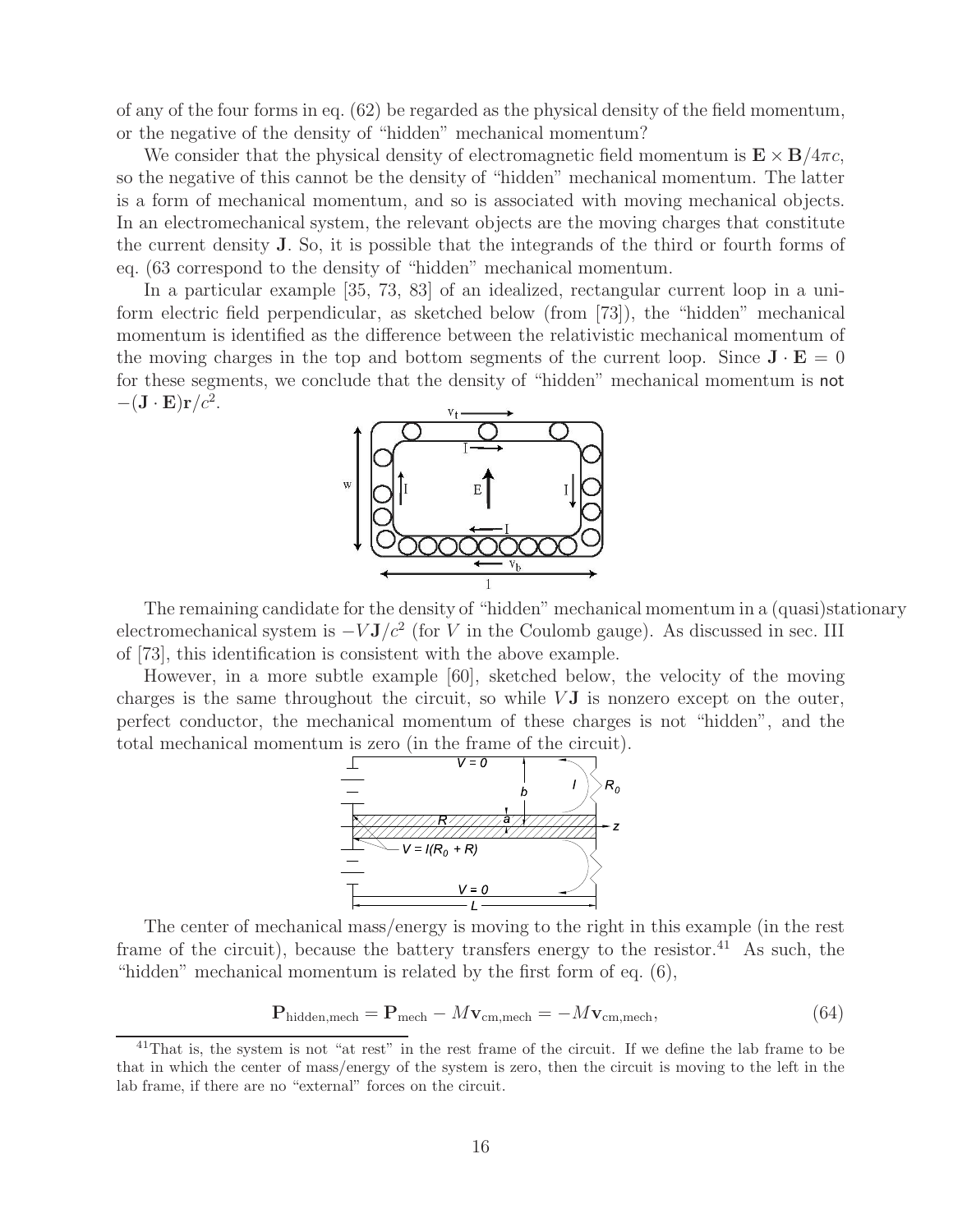of any of the four forms in eq. (62) be regarded as the physical density of the field momentum, or the negative of the density of "hidden" mechanical momentum?

We consider that the physical density of electromagnetic field momentum is $\mathbf{E} \times \mathbf{B}/4\pi c$, so the negative of this cannot be the density of "hidden" mechanical momentum. The latter is a form of mechanical momentum, and so is associated with moving mechanical objects. In an electromechanical system, the relevant objects are the moving charges that constitute the current density $\mathbf{J}$. So, it is possible that the integrands of the third or fourth forms of eq. (63 correspond to the density of "hidden" mechanical momentum.

In a particular example [35, 73, 83] of an idealized, rectangular current loop in a uniform electric field perpendicular, as sketched below (from [73]), the "hidden" mechanical momentum is identified as the difference between the relativistic mechanical momentum of the moving charges in the top and bottom segments of the current loop. Since $\mathbf{J} \cdot \mathbf{E} = 0$ for these segments, we conclude that the density of "hidden" mechanical momentum is not $-(\mathbf{J} \cdot \mathbf{E})\mathbf{r}/c^2$.

The remaining candidate for the density of "hidden" mechanical momentum in a (quasi)stationary electromechanical system is $-V\mathbf{J}/c^2$ (for $V$ in the Coulomb gauge). As discussed in sec. III of [73], this identification is consistent with the above example.

However, in a more subtle example [60], sketched below, the velocity of the moving charges is the same throughout the circuit, so while $V\mathbf{J}$ is nonzero except on the outer, perfect conductor, the mechanical momentum of these charges is not "hidden", and the total mechanical momentum is zero (in the frame of the circuit).

The center of mechanical mass/energy is moving to the right in this example (in the rest frame of the circuit), because the battery transfers energy to the resistor.[41] As such, the "hidden" mechanical momentum is related by the first form of eq. (6),

$$\mathbf{P}_{\rm hidden,mech} = \mathbf{P}_{\rm mech} - M\mathbf{v}_{\rm cm,mech} = -M\mathbf{v}_{\rm cm,mech}, \tag{64}$$

[41] That is, the system is not "at rest" in the rest frame of the circuit. If we define the lab frame to be that in which the center of mass/energy of the system is zero, then the circuit is moving to the left in the lab frame, if there are no "external" forces on the circuit.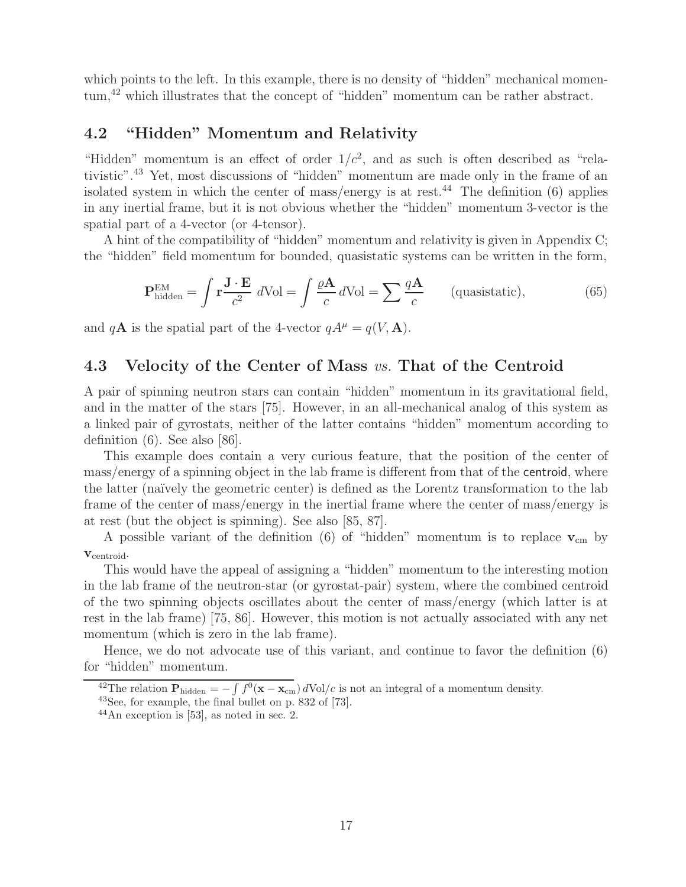which points to the left. In this example, there is no density of "hidden" mechanical momentum,[42] which illustrates that the concept of "hidden" momentum can be rather abstract.

## 4.2 "Hidden" Momentum and Relativity

"Hidden" momentum is an effect of order $1/c^2$, and as such is often described as "relativistic".[43] Yet, most discussions of "hidden" momentum are made only in the frame of an isolated system in which the center of mass/energy is at rest.[44] The definition (6) applies in any inertial frame, but it is not obvious whether the "hidden" momentum 3-vector is the spatial part of a 4-vector (or 4-tensor).

A hint of the compatibility of "hidden" momentum and relativity is given in Appendix C; the "hidden" field momentum for bounded, quasistatic systems can be written in the form,

$$\mathbf{P}_{\text{hidden}}^{\text{EM}} = \int \mathbf{r}\frac{\mathbf{J}\cdot\mathbf{E}}{c^2}\,d\text{Vol} = \int \frac{\varrho\mathbf{A}}{c}\,d\text{Vol} = \sum \frac{q\mathbf{A}}{c} \qquad \text{(quasistatic)}, \tag{65}$$

and $q\mathbf{A}$ is the spatial part of the 4-vector $qA^\mu = q(V, \mathbf{A})$.

## 4.3 Velocity of the Center of Mass *vs.* That of the Centroid

A pair of spinning neutron stars can contain "hidden" momentum in its gravitational field, and in the matter of the stars [75]. However, in an all-mechanical analog of this system as a linked pair of gyrostats, neither of the latter contains "hidden" momentum according to definition (6). See also [86].

This example does contain a very curious feature, that the position of the center of mass/energy of a spinning object in the lab frame is different from that of the centroid, where the latter (naïvely the geometric center) is defined as the Lorentz transformation to the lab frame of the center of mass/energy in the inertial frame where the center of mass/energy is at rest (but the object is spinning). See also [85, 87].

A possible variant of the definition (6) of "hidden" momentum is to replace $\mathbf{v}_{\text{cm}}$ by $\mathbf{v}_{\text{centroid}}$.

This would have the appeal of assigning a "hidden" momentum to the interesting motion in the lab frame of the neutron-star (or gyrostat-pair) system, where the combined centroid of the two spinning objects oscillates about the center of mass/energy (which latter is at rest in the lab frame) [75, 86]. However, this motion is not actually associated with any net momentum (which is zero in the lab frame).

Hence, we do not advocate use of this variant, and continue to favor the definition (6) for "hidden" momentum.

[42] The relation $\mathbf{P}_{\text{hidden}} = -\int f^0(\mathbf{x} - \mathbf{x}_{\text{cm}})\,d\text{Vol}/c$ is not an integral of a momentum density.

[43] See, for example, the final bullet on p. 832 of [73].

[44] An exception is [53], as noted in sec. 2.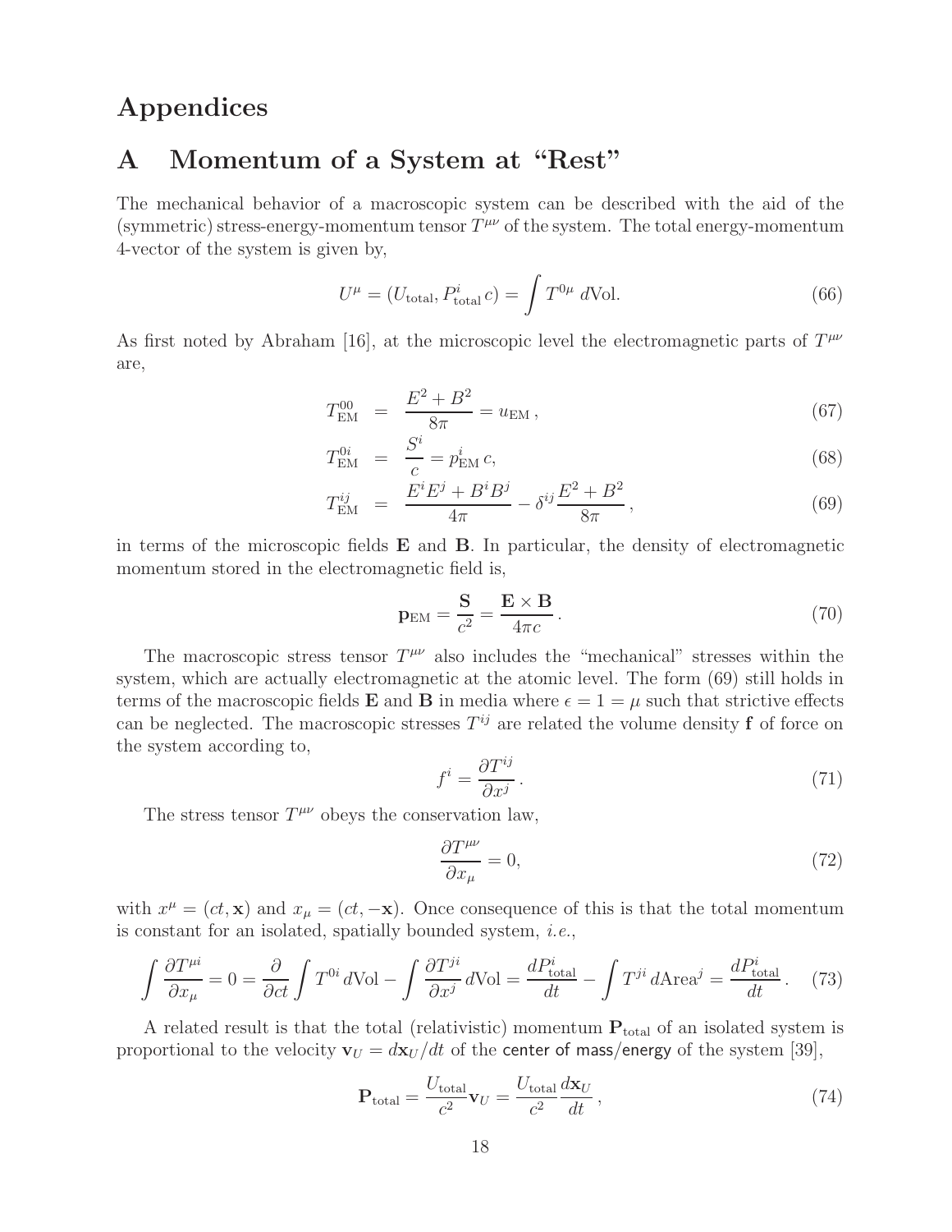# Appendices

## A Momentum of a System at "Rest"

The mechanical behavior of a macroscopic system can be described with the aid of the (symmetric) stress-energy-momentum tensor $T^{\mu\nu}$ of the system. The total energy-momentum 4-vector of the system is given by,

$$U^\mu = (U_{\rm total}, P^i_{\rm total}\, c) = \int T^{0\mu}\, d{\rm Vol}. \tag{66}$$

As first noted by Abraham [16], at the microscopic level the electromagnetic parts of $T^{\mu\nu}$ are,

$$T^{00}_{\rm EM} = \frac{E^2 + B^2}{8\pi} = u_{\rm EM}\,, \tag{67}$$

$$T^{0i}_{\rm EM} = \frac{S^i}{c} = p^i_{\rm EM}\, c, \tag{68}$$

$$T^{ij}_{\rm EM} = \frac{E^i E^j + B^i B^j}{4\pi} - \delta^{ij}\frac{E^2 + B^2}{8\pi}\,, \tag{69}$$

in terms of the microscopic fields $\mathbf{E}$ and $\mathbf{B}$. In particular, the density of electromagnetic momentum stored in the electromagnetic field is,

$$\mathbf{p}_{\rm EM} = \frac{\mathbf{S}}{c^2} = \frac{\mathbf{E} \times \mathbf{B}}{4\pi c}\,. \tag{70}$$

The macroscopic stress tensor $T^{\mu\nu}$ also includes the "mechanical" stresses within the system, which are actually electromagnetic at the atomic level. The form (69) still holds in terms of the macroscopic fields $\mathbf{E}$ and $\mathbf{B}$ in media where $\epsilon = 1 = \mu$ such that strictive effects can be neglected. The macroscopic stresses $T^{ij}$ are related the volume density $\mathbf{f}$ of force on the system according to,

$$f^i = \frac{\partial T^{ij}}{\partial x^j}\,. \tag{71}$$

The stress tensor $T^{\mu\nu}$ obeys the conservation law,

$$\frac{\partial T^{\mu\nu}}{\partial x_\mu} = 0, \tag{72}$$

with $x^\mu = (ct, \mathbf{x})$ and $x_\mu = (ct, -\mathbf{x})$. Once consequence of this is that the total momentum is constant for an isolated, spatially bounded system, *i.e.*,

$$\int \frac{\partial T^{\mu i}}{\partial x_\mu} = 0 = \frac{\partial}{\partial ct}\int T^{0i}\, d{\rm Vol} - \int \frac{\partial T^{ji}}{\partial x^j}\, d{\rm Vol} = \frac{dP^i_{\rm total}}{dt} - \int T^{ji}\, d{\rm Area}^j = \frac{dP^i_{\rm total}}{dt}\,. \tag{73}$$

A related result is that the total (relativistic) momentum $\mathbf{P}_{\rm total}$ of an isolated system is proportional to the velocity $\mathbf{v}_U = d\mathbf{x}_U/dt$ of the center of mass/energy of the system [39],

$$\mathbf{P}_{\rm total} = \frac{U_{\rm total}}{c^2}\mathbf{v}_U = \frac{U_{\rm total}}{c^2}\frac{d\mathbf{x}_U}{dt}\,, \tag{74}$$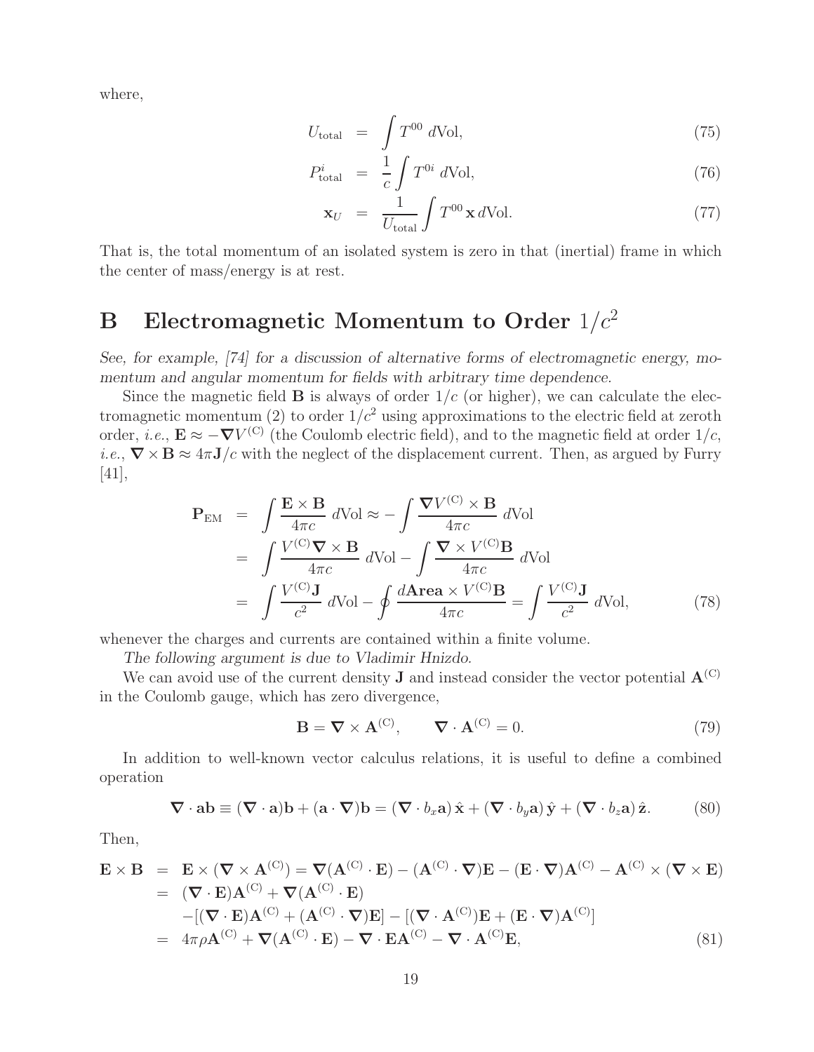where,

$$U_{\rm total} = \int T^{00}\, d{\rm Vol}, \tag{75}$$

$$P^i_{\rm total} = \frac{1}{c}\int T^{0i}\, d{\rm Vol}, \tag{76}$$

$$\mathbf{x}_U = \frac{1}{U_{\rm total}}\int T^{00}\,\mathbf{x}\, d{\rm Vol}. \tag{77}$$

That is, the total momentum of an isolated system is zero in that (inertial) frame in which the center of mass/energy is at rest.

# B Electromagnetic Momentum to Order $1/c^2$

*See, for example, [74] for a discussion of alternative forms of electromagnetic energy, momentum and angular momentum for fields with arbitrary time dependence.*

Since the magnetic field $\mathbf{B}$ is always of order $1/c$ (or higher), we can calculate the electromagnetic momentum (2) to order $1/c^2$ using approximations to the electric field at zeroth order, *i.e.*, $\mathbf{E} \approx -\boldsymbol{\nabla} V^{(\rm C)}$ (the Coulomb electric field), and to the magnetic field at order $1/c$, *i.e.*, $\boldsymbol{\nabla}\times\mathbf{B} \approx 4\pi\mathbf{J}/c$ with the neglect of the displacement current. Then, as argued by Furry [41],

$$\begin{aligned}
\mathbf{P}_{\rm EM} &= \int \frac{\mathbf{E}\times\mathbf{B}}{4\pi c}\, d{\rm Vol} \approx -\int \frac{\boldsymbol{\nabla} V^{(\rm C)}\times\mathbf{B}}{4\pi c}\, d{\rm Vol} \\
&= \int \frac{V^{(\rm C)}\boldsymbol{\nabla}\times\mathbf{B}}{4\pi c}\, d{\rm Vol} - \int \frac{\boldsymbol{\nabla}\times V^{(\rm C)}\mathbf{B}}{4\pi c}\, d{\rm Vol} \\
&= \int \frac{V^{(\rm C)}\mathbf{J}}{c^2}\, d{\rm Vol} - \oint \frac{d\mathbf{Area}\times V^{(\rm C)}\mathbf{B}}{4\pi c} = \int \frac{V^{(\rm C)}\mathbf{J}}{c^2}\, d{\rm Vol},
\end{aligned} \tag{78}$$

whenever the charges and currents are contained within a finite volume.

*The following argument is due to Vladimir Hnizdo.*

We can avoid use of the current density $\mathbf{J}$ and instead consider the vector potential $\mathbf{A}^{(\rm C)}$ in the Coulomb gauge, which has zero divergence,

$$\mathbf{B} = \boldsymbol{\nabla}\times\mathbf{A}^{(\rm C)}, \qquad \boldsymbol{\nabla}\cdot\mathbf{A}^{(\rm C)} = 0. \tag{79}$$

In addition to well-known vector calculus relations, it is useful to define a combined operation

$$\boldsymbol{\nabla}\cdot\mathbf{ab} \equiv (\boldsymbol{\nabla}\cdot\mathbf{a})\mathbf{b} + (\mathbf{a}\cdot\boldsymbol{\nabla})\mathbf{b} = (\boldsymbol{\nabla}\cdot b_x\mathbf{a})\,\hat{\mathbf{x}} + (\boldsymbol{\nabla}\cdot b_y\mathbf{a})\,\hat{\mathbf{y}} + (\boldsymbol{\nabla}\cdot b_z\mathbf{a})\,\hat{\mathbf{z}}. \tag{80}$$

Then,

$$\begin{aligned}
\mathbf{E}\times\mathbf{B} &= \mathbf{E}\times(\boldsymbol{\nabla}\times\mathbf{A}^{(\rm C)}) = \boldsymbol{\nabla}(\mathbf{A}^{(\rm C)}\cdot\mathbf{E}) - (\mathbf{A}^{(\rm C)}\cdot\boldsymbol{\nabla})\mathbf{E} - (\mathbf{E}\cdot\boldsymbol{\nabla})\mathbf{A}^{(\rm C)} - \mathbf{A}^{(\rm C)}\times(\boldsymbol{\nabla}\times\mathbf{E}) \\
&= (\boldsymbol{\nabla}\cdot\mathbf{E})\mathbf{A}^{(\rm C)} + \boldsymbol{\nabla}(\mathbf{A}^{(\rm C)}\cdot\mathbf{E}) \\
&\quad -[(\boldsymbol{\nabla}\cdot\mathbf{E})\mathbf{A}^{(\rm C)} + (\mathbf{A}^{(\rm C)}\cdot\boldsymbol{\nabla})\mathbf{E}] - [(\boldsymbol{\nabla}\cdot\mathbf{A}^{(\rm C)})\mathbf{E} + (\mathbf{E}\cdot\boldsymbol{\nabla})\mathbf{A}^{(\rm C)}] \\
&= 4\pi\rho\mathbf{A}^{(\rm C)} + \boldsymbol{\nabla}(\mathbf{A}^{(\rm C)}\cdot\mathbf{E}) - \boldsymbol{\nabla}\cdot\mathbf{E}\mathbf{A}^{(\rm C)} - \boldsymbol{\nabla}\cdot\mathbf{A}^{(\rm C)}\mathbf{E},
\end{aligned} \tag{81}$$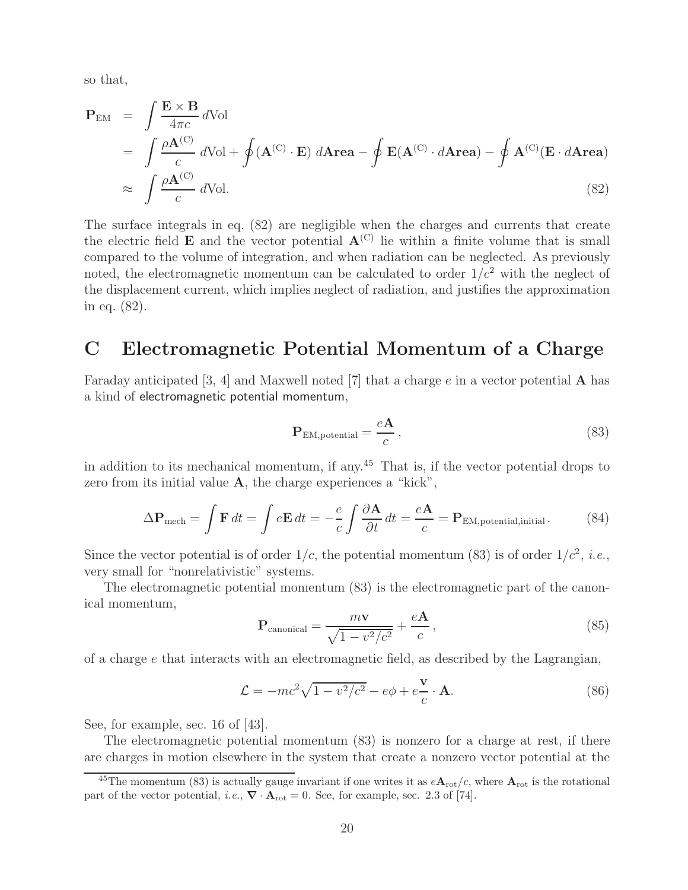so that,

$$
\begin{aligned}
\mathbf{P}_{\rm EM} &= \int \frac{\mathbf{E}\times\mathbf{B}}{4\pi c}\, d{\rm Vol} \\
&= \int \frac{\rho \mathbf{A}^{\rm (C)}}{c}\, d{\rm Vol} + \oint (\mathbf{A}^{\rm (C)}\cdot\mathbf{E})\, d\mathbf{Area} - \oint \mathbf{E}(\mathbf{A}^{\rm (C)}\cdot d\mathbf{Area}) - \oint \mathbf{A}^{\rm (C)}(\mathbf{E}\cdot d\mathbf{Area}) \\
&\approx \int \frac{\rho \mathbf{A}^{\rm (C)}}{c}\, d{\rm Vol}.
\end{aligned}
\tag{82}
$$

The surface integrals in eq. (82) are negligible when the charges and currents that create the electric field $\mathbf{E}$ and the vector potential $\mathbf{A}^{\rm (C)}$ lie within a finite volume that is small compared to the volume of integration, and when radiation can be neglected. As previously noted, the electromagnetic momentum can be calculated to order $1/c^2$ with the neglect of the displacement current, which implies neglect of radiation, and justifies the approximation in eq. (82).

# C Electromagnetic Potential Momentum of a Charge

Faraday anticipated [3, 4] and Maxwell noted [7] that a charge $e$ in a vector potential $\mathbf{A}$ has a kind of electromagnetic potential momentum,

$$
\mathbf{P}_{\rm EM,potential} = \frac{e\mathbf{A}}{c}\,,
\tag{83}
$$

in addition to its mechanical momentum, if any.[45] That is, if the vector potential drops to zero from its initial value $\mathbf{A}$, the charge experiences a "kick",

$$
\Delta\mathbf{P}_{\rm mech} = \int \mathbf{F}\, dt = \int e\mathbf{E}\, dt = -\frac{e}{c}\int \frac{\partial \mathbf{A}}{\partial t}\, dt = \frac{e\mathbf{A}}{c} = \mathbf{P}_{\rm EM,potential,initial}\,.
\tag{84}
$$

Since the vector potential is of order $1/c$, the potential momentum (83) is of order $1/c^2$, *i.e.*, very small for "nonrelativistic" systems.

The electromagnetic potential momentum (83) is the electromagnetic part of the canonical momentum,

$$
\mathbf{P}_{\rm canonical} = \frac{m\mathbf{v}}{\sqrt{1-v^2/c^2}} + \frac{e\mathbf{A}}{c}\,,
\tag{85}
$$

of a charge $e$ that interacts with an electromagnetic field, as described by the Lagrangian,

$$
\mathcal{L} = -mc^2\sqrt{1-v^2/c^2} - e\phi + e\frac{\mathbf{v}}{c}\cdot\mathbf{A}.
\tag{86}
$$

See, for example, sec. 16 of [43].

The electromagnetic potential momentum (83) is nonzero for a charge at rest, if there are charges in motion elsewhere in the system that create a nonzero vector potential at the

---

[45] The momentum (83) is actually gauge invariant if one writes it as $e\mathbf{A}_{\rm rot}/c$, where $\mathbf{A}_{\rm rot}$ is the rotational part of the vector potential, *i.e.*, $\boldsymbol{\nabla}\cdot\mathbf{A}_{\rm rot} = 0$. See, for example, sec. 2.3 of [74].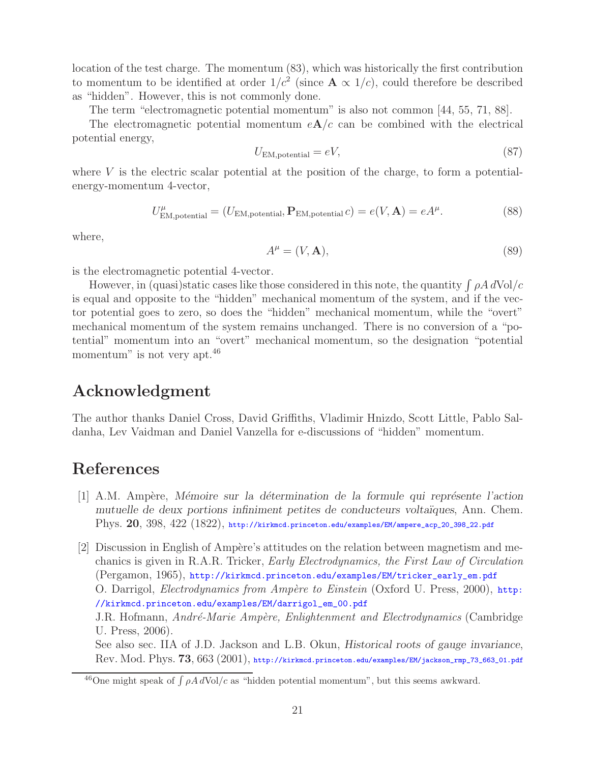location of the test charge. The momentum (83), which was historically the first contribution to momentum to be identified at order $1/c^2$ (since $\mathbf{A} \propto 1/c$), could therefore be described as "hidden". However, this is not commonly done.

The term "electromagnetic potential momentum" is also not common [44, 55, 71, 88].

The electromagnetic potential momentum $e\mathbf{A}/c$ can be combined with the electrical potential energy,

$$U_{\rm EM,potential} = eV, \tag{87}$$

where $V$ is the electric scalar potential at the position of the charge, to form a potential-energy-momentum 4-vector,

$$U^{\mu}_{\rm EM,potential} = (U_{\rm EM,potential}, \mathbf{P}_{\rm EM,potential}\, c) = e(V, \mathbf{A}) = eA^{\mu}. \tag{88}$$

where,

$$A^{\mu} = (V, \mathbf{A}), \tag{89}$$

is the electromagnetic potential 4-vector.

However, in (quasi)static cases like those considered in this note, the quantity $\int \rho A\, d{\rm Vol}/c$ is equal and opposite to the "hidden" mechanical momentum of the system, and if the vector potential goes to zero, so does the "hidden" mechanical momentum, while the "overt" mechanical momentum of the system remains unchanged. There is no conversion of a "potential" momentum into an "overt" mechanical momentum, so the designation "potential momentum" is not very apt.[46]

## Acknowledgment

The author thanks Daniel Cross, David Griffiths, Vladimir Hnizdo, Scott Little, Pablo Saldanha, Lev Vaidman and Daniel Vanzella for e-discussions of "hidden" momentum.

## References

[1] A.M. Ampère, *Mémoire sur la détermination de la formule qui représente l'action mutuelle de deux portions infiniment petites de conducteurs voltaïques*, Ann. Chem. Phys. **20**, 398, 422 (1822), http://kirkmcd.princeton.edu/examples/EM/ampere_acp_20_398_22.pdf

[2] Discussion in English of Ampère's attitudes on the relation between magnetism and mechanics is given in R.A.R. Tricker, *Early Electrodynamics, the First Law of Circulation* (Pergamon, 1965), http://kirkmcd.princeton.edu/examples/EM/tricker_early_em.pdf
O. Darrigol, *Electrodynamics from Ampère to Einstein* (Oxford U. Press, 2000), http://kirkmcd.princeton.edu/examples/EM/darrigol_em_00.pdf
J.R. Hofmann, *André-Marie Ampère, Enlightenment and Electrodynamics* (Cambridge U. Press, 2006).
See also sec. IIA of J.D. Jackson and L.B. Okun, *Historical roots of gauge invariance*, Rev. Mod. Phys. **73**, 663 (2001), http://kirkmcd.princeton.edu/examples/EM/jackson_rmp_73_663_01.pdf

[46] One might speak of $\int \rho A\, d{\rm Vol}/c$ as "hidden potential momentum", but this seems awkward.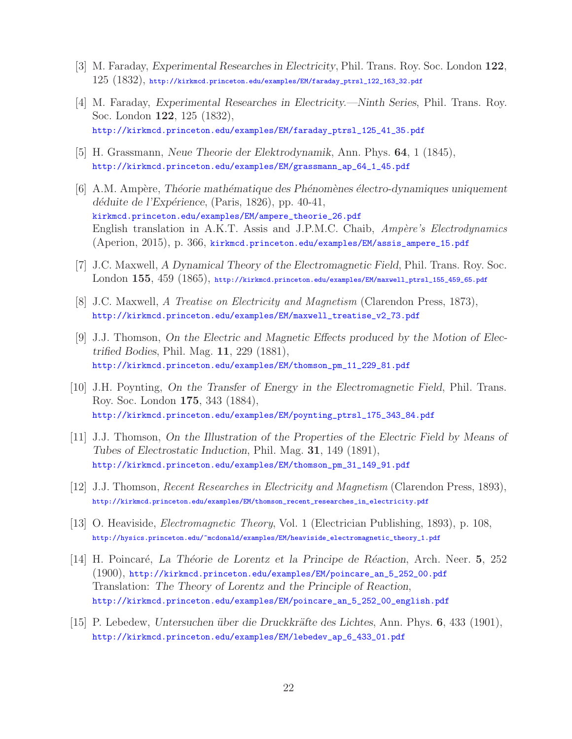[3] M. Faraday, *Experimental Researches in Electricity*, Phil. Trans. Roy. Soc. London **122**, 125 (1832), http://kirkmcd.princeton.edu/examples/EM/faraday_ptrsl_122_163_32.pdf

[4] M. Faraday, *Experimental Researches in Electricity.—Ninth Series*, Phil. Trans. Roy. Soc. London **122**, 125 (1832), http://kirkmcd.princeton.edu/examples/EM/faraday_ptrsl_125_41_35.pdf

[5] H. Grassmann, *Neue Theorie der Elektrodynamik*, Ann. Phys. **64**, 1 (1845), http://kirkmcd.princeton.edu/examples/EM/grassmann_ap_64_1_45.pdf

[6] A.M. Ampère, *Théorie mathématique des Phénomènes électro-dynamiques uniquement déduite de l'Expérience*, (Paris, 1826), pp. 40-41, kirkmcd.princeton.edu/examples/EM/ampere_theorie_26.pdf
English translation in A.K.T. Assis and J.P.M.C. Chaib, *Ampère's Electrodynamics* (Aperion, 2015), p. 366, kirkmcd.princeton.edu/examples/EM/assis_ampere_15.pdf

[7] J.C. Maxwell, *A Dynamical Theory of the Electromagnetic Field*, Phil. Trans. Roy. Soc. London **155**, 459 (1865), http://kirkmcd.princeton.edu/examples/EM/maxwell_ptrsl_155_459_65.pdf

[8] J.C. Maxwell, *A Treatise on Electricity and Magnetism* (Clarendon Press, 1873), http://kirkmcd.princeton.edu/examples/EM/maxwell_treatise_v2_73.pdf

[9] J.J. Thomson, *On the Electric and Magnetic Effects produced by the Motion of Electrified Bodies*, Phil. Mag. **11**, 229 (1881), http://kirkmcd.princeton.edu/examples/EM/thomson_pm_11_229_81.pdf

[10] J.H. Poynting, *On the Transfer of Energy in the Electromagnetic Field*, Phil. Trans. Roy. Soc. London **175**, 343 (1884), http://kirkmcd.princeton.edu/examples/EM/poynting_ptrsl_175_343_84.pdf

[11] J.J. Thomson, *On the Illustration of the Properties of the Electric Field by Means of Tubes of Electrostatic Induction*, Phil. Mag. **31**, 149 (1891), http://kirkmcd.princeton.edu/examples/EM/thomson_pm_31_149_91.pdf

[12] J.J. Thomson, *Recent Researches in Electricity and Magnetism* (Clarendon Press, 1893), http://kirkmcd.princeton.edu/examples/EM/thomson_recent_researches_in_electricity.pdf

[13] O. Heaviside, *Electromagnetic Theory*, Vol. 1 (Electrician Publishing, 1893), p. 108, http://hysics.princeton.edu/~mcdonald/examples/EM/heaviside_electromagnetic_theory_1.pdf

[14] H. Poincaré, *La Théorie de Lorentz et la Principe de Réaction*, Arch. Neer. **5**, 252 (1900), http://kirkmcd.princeton.edu/examples/EM/poincare_an_5_252_00.pdf
Translation: *The Theory of Lorentz and the Principle of Reaction*, http://kirkmcd.princeton.edu/examples/EM/poincare_an_5_252_00_english.pdf

[15] P. Lebedew, *Untersuchen über die Druckkräfte des Lichtes*, Ann. Phys. **6**, 433 (1901), http://kirkmcd.princeton.edu/examples/EM/lebedev_ap_6_433_01.pdf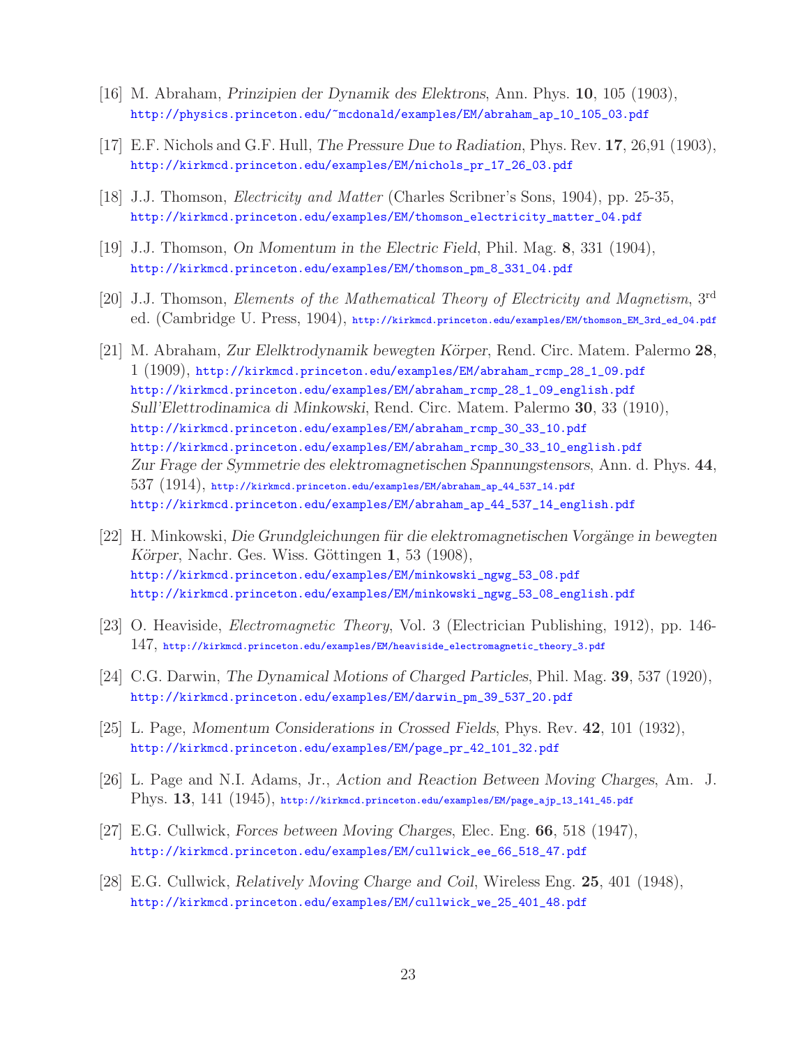[16] M. Abraham, *Prinzipien der Dynamik des Elektrons*, Ann. Phys. **10**, 105 (1903),
http://physics.princeton.edu/~mcdonald/examples/EM/abraham_ap_10_105_03.pdf

[17] E.F. Nichols and G.F. Hull, *The Pressure Due to Radiation*, Phys. Rev. **17**, 26,91 (1903),
http://kirkmcd.princeton.edu/examples/EM/nichols_pr_17_26_03.pdf

[18] J.J. Thomson, *Electricity and Matter* (Charles Scribner's Sons, 1904), pp. 25-35,
http://kirkmcd.princeton.edu/examples/EM/thomson_electricity_matter_04.pdf

[19] J.J. Thomson, *On Momentum in the Electric Field*, Phil. Mag. **8**, 331 (1904),
http://kirkmcd.princeton.edu/examples/EM/thomson_pm_8_331_04.pdf

[20] J.J. Thomson, *Elements of the Mathematical Theory of Electricity and Magnetism*, 3rd ed. (Cambridge U. Press, 1904), http://kirkmcd.princeton.edu/examples/EM/thomson_EM_3rd_ed_04.pdf

[21] M. Abraham, *Zur Elelktrodynamik bewegten Körper*, Rend. Circ. Matem. Palermo **28**, 1 (1909), http://kirkmcd.princeton.edu/examples/EM/abraham_rcmp_28_1_09.pdf
http://kirkmcd.princeton.edu/examples/EM/abraham_rcmp_28_1_09_english.pdf
*Sull'Elettrodinamica di Minkowski*, Rend. Circ. Matem. Palermo **30**, 33 (1910),
http://kirkmcd.princeton.edu/examples/EM/abraham_rcmp_30_33_10.pdf
http://kirkmcd.princeton.edu/examples/EM/abraham_rcmp_30_33_10_english.pdf
*Zur Frage der Symmetrie des elektromagnetischen Spannungstensors*, Ann. d. Phys. **44**, 537 (1914), http://kirkmcd.princeton.edu/examples/EM/abraham_ap_44_537_14.pdf
http://kirkmcd.princeton.edu/examples/EM/abraham_ap_44_537_14_english.pdf

[22] H. Minkowski, *Die Grundgleichungen für die elektromagnetischen Vorgänge in bewegten Körper*, Nachr. Ges. Wiss. Göttingen **1**, 53 (1908),
http://kirkmcd.princeton.edu/examples/EM/minkowski_ngwg_53_08.pdf
http://kirkmcd.princeton.edu/examples/EM/minkowski_ngwg_53_08_english.pdf

[23] O. Heaviside, *Electromagnetic Theory*, Vol. 3 (Electrician Publishing, 1912), pp. 146-147, http://kirkmcd.princeton.edu/examples/EM/heaviside_electromagnetic_theory_3.pdf

[24] C.G. Darwin, *The Dynamical Motions of Charged Particles*, Phil. Mag. **39**, 537 (1920),
http://kirkmcd.princeton.edu/examples/EM/darwin_pm_39_537_20.pdf

[25] L. Page, *Momentum Considerations in Crossed Fields*, Phys. Rev. **42**, 101 (1932),
http://kirkmcd.princeton.edu/examples/EM/page_pr_42_101_32.pdf

[26] L. Page and N.I. Adams, Jr., *Action and Reaction Between Moving Charges*, Am. J. Phys. **13**, 141 (1945), http://kirkmcd.princeton.edu/examples/EM/page_ajp_13_141_45.pdf

[27] E.G. Cullwick, *Forces between Moving Charges*, Elec. Eng. **66**, 518 (1947),
http://kirkmcd.princeton.edu/examples/EM/cullwick_ee_66_518_47.pdf

[28] E.G. Cullwick, *Relatively Moving Charge and Coil*, Wireless Eng. **25**, 401 (1948),
http://kirkmcd.princeton.edu/examples/EM/cullwick_we_25_401_48.pdf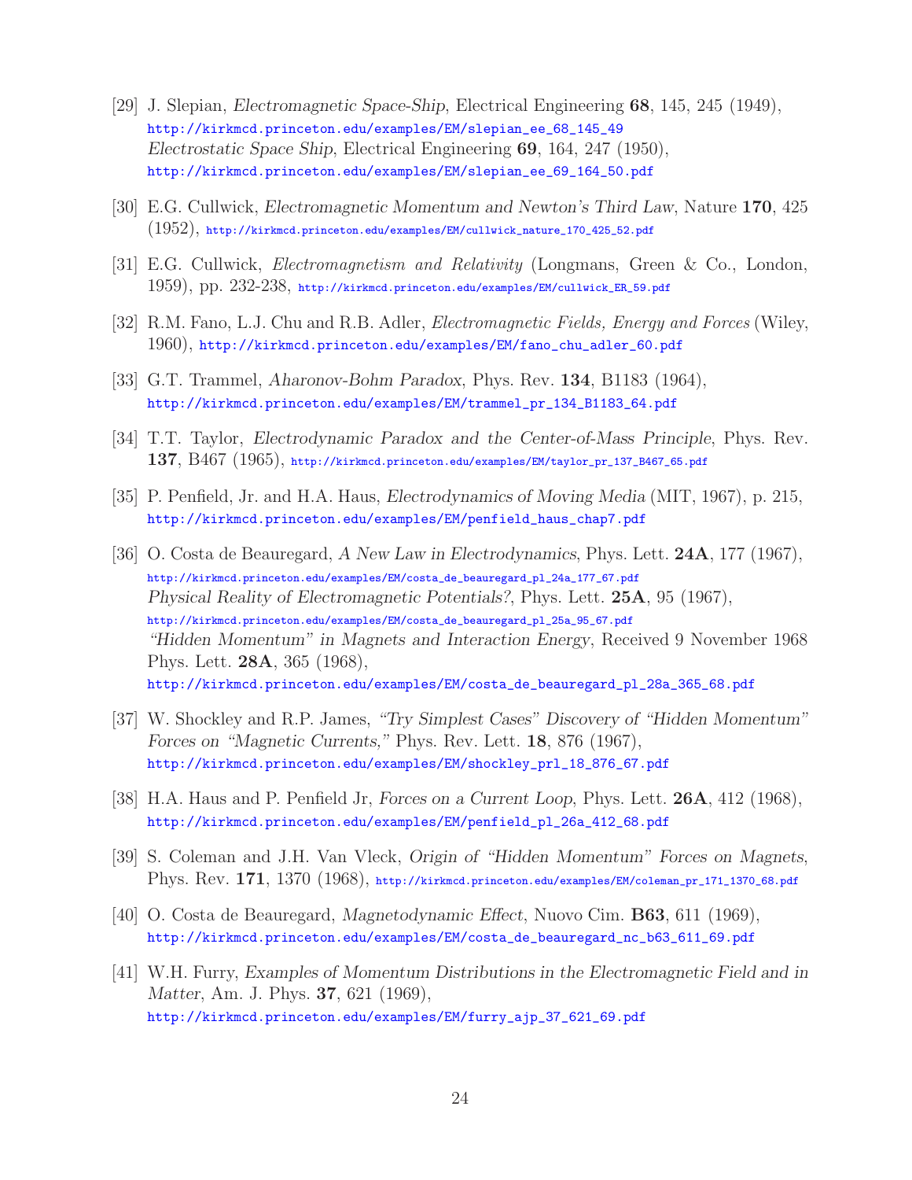[29] J. Slepian, *Electromagnetic Space-Ship*, Electrical Engineering **68**, 145, 245 (1949),
http://kirkmcd.princeton.edu/examples/EM/slepian_ee_68_145_49
*Electrostatic Space Ship*, Electrical Engineering **69**, 164, 247 (1950),
http://kirkmcd.princeton.edu/examples/EM/slepian_ee_69_164_50.pdf

[30] E.G. Cullwick, *Electromagnetic Momentum and Newton's Third Law*, Nature **170**, 425 (1952), http://kirkmcd.princeton.edu/examples/EM/cullwick_nature_170_425_52.pdf

[31] E.G. Cullwick, *Electromagnetism and Relativity* (Longmans, Green & Co., London, 1959), pp. 232-238, http://kirkmcd.princeton.edu/examples/EM/cullwick_ER_59.pdf

[32] R.M. Fano, L.J. Chu and R.B. Adler, *Electromagnetic Fields, Energy and Forces* (Wiley, 1960), http://kirkmcd.princeton.edu/examples/EM/fano_chu_adler_60.pdf

[33] G.T. Trammel, *Aharonov-Bohm Paradox*, Phys. Rev. **134**, B1183 (1964),
http://kirkmcd.princeton.edu/examples/EM/trammel_pr_134_B1183_64.pdf

[34] T.T. Taylor, *Electrodynamic Paradox and the Center-of-Mass Principle*, Phys. Rev. **137**, B467 (1965), http://kirkmcd.princeton.edu/examples/EM/taylor_pr_137_B467_65.pdf

[35] P. Penfield, Jr. and H.A. Haus, *Electrodynamics of Moving Media* (MIT, 1967), p. 215,
http://kirkmcd.princeton.edu/examples/EM/penfield_haus_chap7.pdf

[36] O. Costa de Beauregard, *A New Law in Electrodynamics*, Phys. Lett. **24A**, 177 (1967),
http://kirkmcd.princeton.edu/examples/EM/costa_de_beauregard_pl_24a_177_67.pdf
*Physical Reality of Electromagnetic Potentials?*, Phys. Lett. **25A**, 95 (1967),
http://kirkmcd.princeton.edu/examples/EM/costa_de_beauregard_pl_25a_95_67.pdf
*"Hidden Momentum" in Magnets and Interaction Energy*, Received 9 November 1968 Phys. Lett. **28A**, 365 (1968),
http://kirkmcd.princeton.edu/examples/EM/costa_de_beauregard_pl_28a_365_68.pdf

[37] W. Shockley and R.P. James, *"Try Simplest Cases" Discovery of "Hidden Momentum" Forces on "Magnetic Currents,"* Phys. Rev. Lett. **18**, 876 (1967),
http://kirkmcd.princeton.edu/examples/EM/shockley_prl_18_876_67.pdf

[38] H.A. Haus and P. Penfield Jr, *Forces on a Current Loop*, Phys. Lett. **26A**, 412 (1968),
http://kirkmcd.princeton.edu/examples/EM/penfield_pl_26a_412_68.pdf

[39] S. Coleman and J.H. Van Vleck, *Origin of "Hidden Momentum" Forces on Magnets*, Phys. Rev. **171**, 1370 (1968), http://kirkmcd.princeton.edu/examples/EM/coleman_pr_171_1370_68.pdf

[40] O. Costa de Beauregard, *Magnetodynamic Effect*, Nuovo Cim. **B63**, 611 (1969),
http://kirkmcd.princeton.edu/examples/EM/costa_de_beauregard_nc_b63_611_69.pdf

[41] W.H. Furry, *Examples of Momentum Distributions in the Electromagnetic Field and in Matter*, Am. J. Phys. **37**, 621 (1969),
http://kirkmcd.princeton.edu/examples/EM/furry_ajp_37_621_69.pdf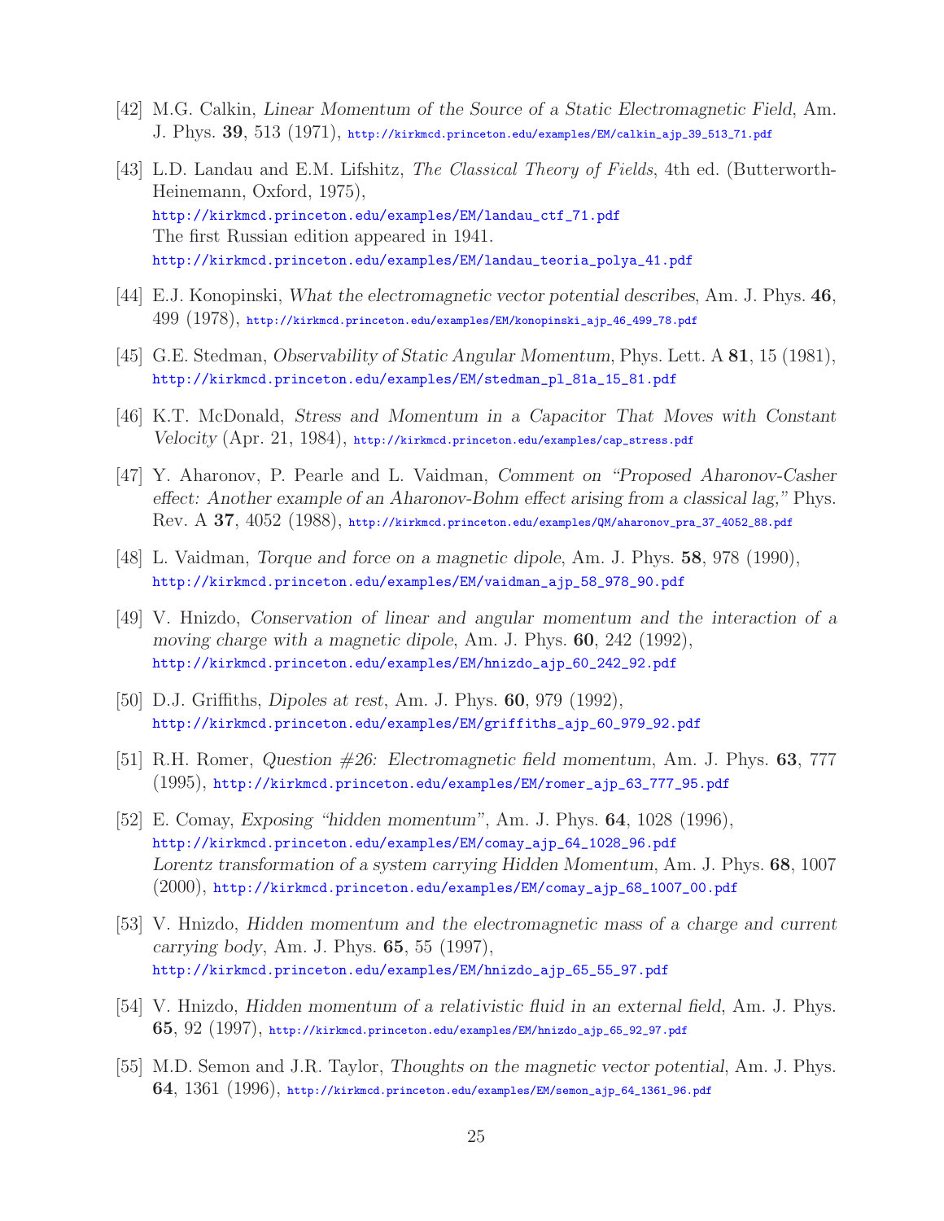[42] M.G. Calkin, *Linear Momentum of the Source of a Static Electromagnetic Field*, Am. J. Phys. **39**, 513 (1971), http://kirkmcd.princeton.edu/examples/EM/calkin_ajp_39_513_71.pdf

[43] L.D. Landau and E.M. Lifshitz, *The Classical Theory of Fields*, 4th ed. (Butterworth-Heinemann, Oxford, 1975),
http://kirkmcd.princeton.edu/examples/EM/landau_ctf_71.pdf
The first Russian edition appeared in 1941.
http://kirkmcd.princeton.edu/examples/EM/landau_teoria_polya_41.pdf

[44] E.J. Konopinski, *What the electromagnetic vector potential describes*, Am. J. Phys. **46**, 499 (1978), http://kirkmcd.princeton.edu/examples/EM/konopinski_ajp_46_499_78.pdf

[45] G.E. Stedman, *Observability of Static Angular Momentum*, Phys. Lett. A **81**, 15 (1981), http://kirkmcd.princeton.edu/examples/EM/stedman_pl_81a_15_81.pdf

[46] K.T. McDonald, *Stress and Momentum in a Capacitor That Moves with Constant Velocity* (Apr. 21, 1984), http://kirkmcd.princeton.edu/examples/cap_stress.pdf

[47] Y. Aharonov, P. Pearle and L. Vaidman, *Comment on "Proposed Aharonov-Casher effect: Another example of an Aharonov-Bohm effect arising from a classical lag,"* Phys. Rev. A **37**, 4052 (1988), http://kirkmcd.princeton.edu/examples/QM/aharonov_pra_37_4052_88.pdf

[48] L. Vaidman, *Torque and force on a magnetic dipole*, Am. J. Phys. **58**, 978 (1990), http://kirkmcd.princeton.edu/examples/EM/vaidman_ajp_58_978_90.pdf

[49] V. Hnizdo, *Conservation of linear and angular momentum and the interaction of a moving charge with a magnetic dipole*, Am. J. Phys. **60**, 242 (1992), http://kirkmcd.princeton.edu/examples/EM/hnizdo_ajp_60_242_92.pdf

[50] D.J. Griffiths, *Dipoles at rest*, Am. J. Phys. **60**, 979 (1992), http://kirkmcd.princeton.edu/examples/EM/griffiths_ajp_60_979_92.pdf

[51] R.H. Romer, *Question #26: Electromagnetic field momentum*, Am. J. Phys. **63**, 777 (1995), http://kirkmcd.princeton.edu/examples/EM/romer_ajp_63_777_95.pdf

[52] E. Comay, *Exposing "hidden momentum"*, Am. J. Phys. **64**, 1028 (1996), http://kirkmcd.princeton.edu/examples/EM/comay_ajp_64_1028_96.pdf
*Lorentz transformation of a system carrying Hidden Momentum*, Am. J. Phys. **68**, 1007 (2000), http://kirkmcd.princeton.edu/examples/EM/comay_ajp_68_1007_00.pdf

[53] V. Hnizdo, *Hidden momentum and the electromagnetic mass of a charge and current carrying body*, Am. J. Phys. **65**, 55 (1997), http://kirkmcd.princeton.edu/examples/EM/hnizdo_ajp_65_55_97.pdf

[54] V. Hnizdo, *Hidden momentum of a relativistic fluid in an external field*, Am. J. Phys. **65**, 92 (1997), http://kirkmcd.princeton.edu/examples/EM/hnizdo_ajp_65_92_97.pdf

[55] M.D. Semon and J.R. Taylor, *Thoughts on the magnetic vector potential*, Am. J. Phys. **64**, 1361 (1996), http://kirkmcd.princeton.edu/examples/EM/semon_ajp_64_1361_96.pdf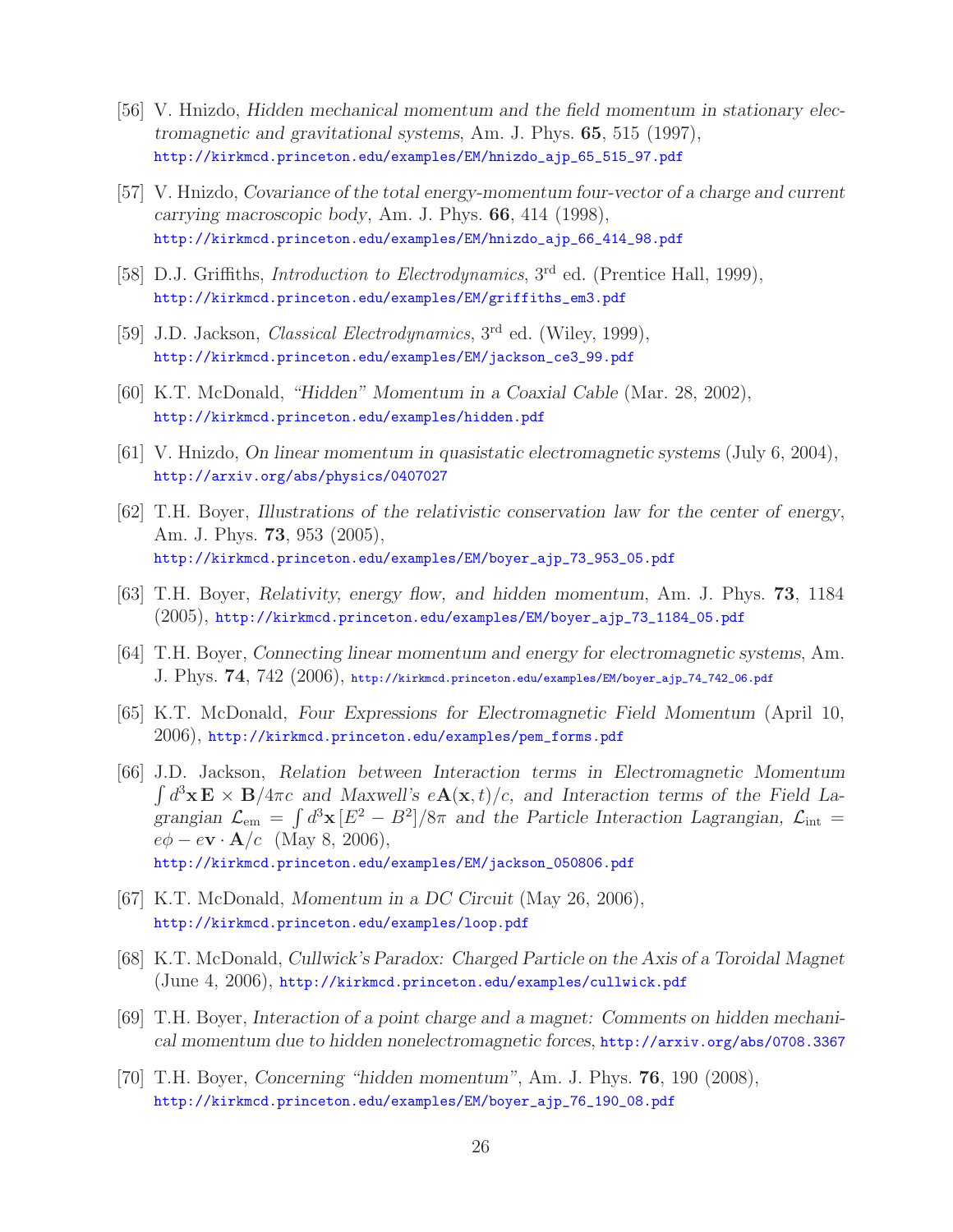[56] V. Hnizdo, *Hidden mechanical momentum and the field momentum in stationary electromagnetic and gravitational systems*, Am. J. Phys. **65**, 515 (1997), http://kirkmcd.princeton.edu/examples/EM/hnizdo_ajp_65_515_97.pdf

[57] V. Hnizdo, *Covariance of the total energy-momentum four-vector of a charge and current carrying macroscopic body*, Am. J. Phys. **66**, 414 (1998), http://kirkmcd.princeton.edu/examples/EM/hnizdo_ajp_66_414_98.pdf

[58] D.J. Griffiths, *Introduction to Electrodynamics*, 3rd ed. (Prentice Hall, 1999), http://kirkmcd.princeton.edu/examples/EM/griffiths_em3.pdf

[59] J.D. Jackson, *Classical Electrodynamics*, 3rd ed. (Wiley, 1999), http://kirkmcd.princeton.edu/examples/EM/jackson_ce3_99.pdf

[60] K.T. McDonald, *"Hidden" Momentum in a Coaxial Cable* (Mar. 28, 2002), http://kirkmcd.princeton.edu/examples/hidden.pdf

[61] V. Hnizdo, *On linear momentum in quasistatic electromagnetic systems* (July 6, 2004), http://arxiv.org/abs/physics/0407027

[62] T.H. Boyer, *Illustrations of the relativistic conservation law for the center of energy*, Am. J. Phys. **73**, 953 (2005), http://kirkmcd.princeton.edu/examples/EM/boyer_ajp_73_953_05.pdf

[63] T.H. Boyer, *Relativity, energy flow, and hidden momentum*, Am. J. Phys. **73**, 1184 (2005), http://kirkmcd.princeton.edu/examples/EM/boyer_ajp_73_1184_05.pdf

[64] T.H. Boyer, *Connecting linear momentum and energy for electromagnetic systems*, Am. J. Phys. **74**, 742 (2006), http://kirkmcd.princeton.edu/examples/EM/boyer_ajp_74_742_06.pdf

[65] K.T. McDonald, *Four Expressions for Electromagnetic Field Momentum* (April 10, 2006), http://kirkmcd.princeton.edu/examples/pem_forms.pdf

[66] J.D. Jackson, *Relation between Interaction terms in Electromagnetic Momentum* $\int d^3\mathbf{x}\,\mathbf{E}\times\mathbf{B}/4\pi c$ *and Maxwell's* $e\mathbf{A}(\mathbf{x},t)/c$*, and Interaction terms of the Field Lagrangian* $\mathcal{L}_{\rm em} = \int d^3\mathbf{x}\,[E^2 - B^2]/8\pi$ *and the Particle Interaction Lagrangian,* $\mathcal{L}_{\rm int} = e\phi - e\mathbf{v}\cdot\mathbf{A}/c$ (May 8, 2006), http://kirkmcd.princeton.edu/examples/EM/jackson_050806.pdf

[67] K.T. McDonald, *Momentum in a DC Circuit* (May 26, 2006), http://kirkmcd.princeton.edu/examples/loop.pdf

[68] K.T. McDonald, *Cullwick's Paradox: Charged Particle on the Axis of a Toroidal Magnet* (June 4, 2006), http://kirkmcd.princeton.edu/examples/cullwick.pdf

[69] T.H. Boyer, *Interaction of a point charge and a magnet: Comments on hidden mechanical momentum due to hidden nonelectromagnetic forces*, http://arxiv.org/abs/0708.3367

[70] T.H. Boyer, *Concerning "hidden momentum"*, Am. J. Phys. **76**, 190 (2008), http://kirkmcd.princeton.edu/examples/EM/boyer_ajp_76_190_08.pdf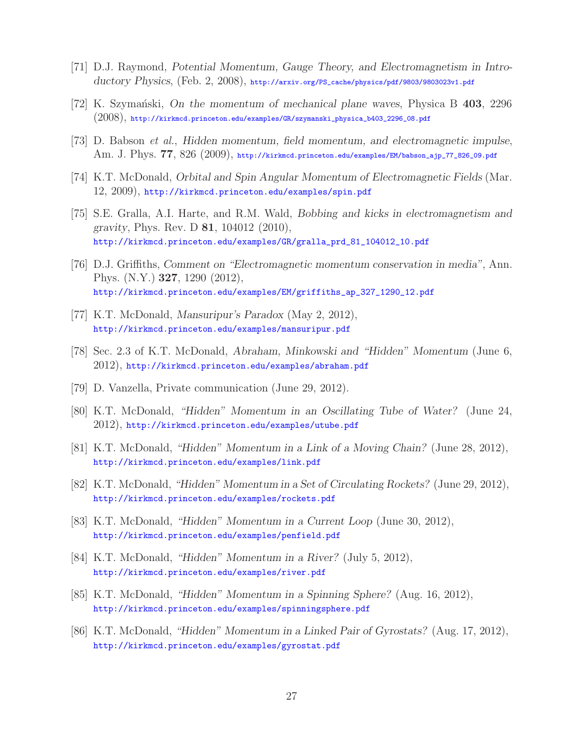[71] D.J. Raymond, *Potential Momentum, Gauge Theory, and Electromagnetism in Introductory Physics*, (Feb. 2, 2008), http://arxiv.org/PS_cache/physics/pdf/9803/9803023v1.pdf

[72] K. Szymański, *On the momentum of mechanical plane waves*, Physica B **403**, 2296 (2008), http://kirkmcd.princeton.edu/examples/GR/szymanski_physica_b403_2296_08.pdf

[73] D. Babson *et al.*, *Hidden momentum, field momentum, and electromagnetic impulse*, Am. J. Phys. **77**, 826 (2009), http://kirkmcd.princeton.edu/examples/EM/babson_ajp_77_826_09.pdf

[74] K.T. McDonald, *Orbital and Spin Angular Momentum of Electromagnetic Fields* (Mar. 12, 2009), http://kirkmcd.princeton.edu/examples/spin.pdf

[75] S.E. Gralla, A.I. Harte, and R.M. Wald, *Bobbing and kicks in electromagnetism and gravity*, Phys. Rev. D **81**, 104012 (2010), http://kirkmcd.princeton.edu/examples/GR/gralla_prd_81_104012_10.pdf

[76] D.J. Griffiths, *Comment on "Electromagnetic momentum conservation in media"*, Ann. Phys. (N.Y.) **327**, 1290 (2012), http://kirkmcd.princeton.edu/examples/EM/griffiths_ap_327_1290_12.pdf

[77] K.T. McDonald, *Mansuripur's Paradox* (May 2, 2012), http://kirkmcd.princeton.edu/examples/mansuripur.pdf

[78] Sec. 2.3 of K.T. McDonald, *Abraham, Minkowski and "Hidden" Momentum* (June 6, 2012), http://kirkmcd.princeton.edu/examples/abraham.pdf

[79] D. Vanzella, Private communication (June 29, 2012).

[80] K.T. McDonald, *"Hidden" Momentum in an Oscillating Tube of Water?* (June 24, 2012), http://kirkmcd.princeton.edu/examples/utube.pdf

[81] K.T. McDonald, *"Hidden" Momentum in a Link of a Moving Chain?* (June 28, 2012), http://kirkmcd.princeton.edu/examples/link.pdf

[82] K.T. McDonald, *"Hidden" Momentum in a Set of Circulating Rockets?* (June 29, 2012), http://kirkmcd.princeton.edu/examples/rockets.pdf

[83] K.T. McDonald, *"Hidden" Momentum in a Current Loop* (June 30, 2012), http://kirkmcd.princeton.edu/examples/penfield.pdf

[84] K.T. McDonald, *"Hidden" Momentum in a River?* (July 5, 2012), http://kirkmcd.princeton.edu/examples/river.pdf

[85] K.T. McDonald, *"Hidden" Momentum in a Spinning Sphere?* (Aug. 16, 2012), http://kirkmcd.princeton.edu/examples/spinningsphere.pdf

[86] K.T. McDonald, *"Hidden" Momentum in a Linked Pair of Gyrostats?* (Aug. 17, 2012), http://kirkmcd.princeton.edu/examples/gyrostat.pdf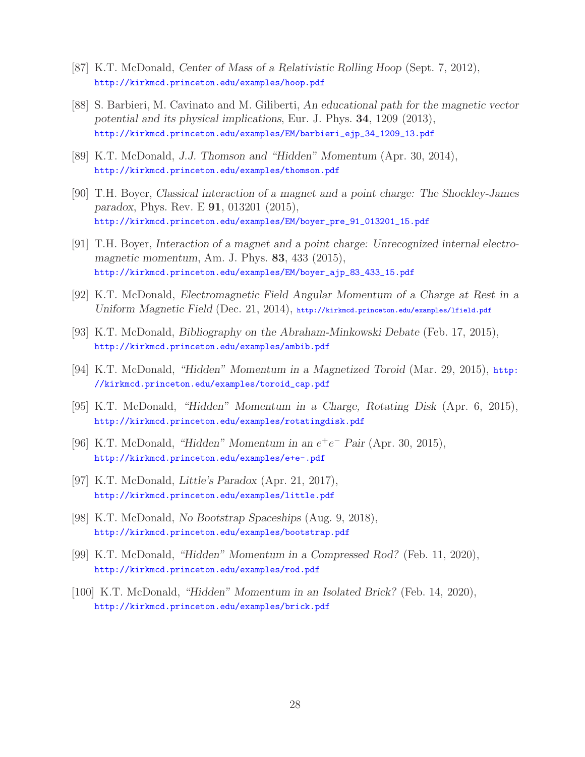[87] K.T. McDonald, *Center of Mass of a Relativistic Rolling Hoop* (Sept. 7, 2012), http://kirkmcd.princeton.edu/examples/hoop.pdf

[88] S. Barbieri, M. Cavinato and M. Giliberti, *An educational path for the magnetic vector potential and its physical implications*, Eur. J. Phys. **34**, 1209 (2013), http://kirkmcd.princeton.edu/examples/EM/barbieri_ejp_34_1209_13.pdf

[89] K.T. McDonald, *J.J. Thomson and "Hidden" Momentum* (Apr. 30, 2014), http://kirkmcd.princeton.edu/examples/thomson.pdf

[90] T.H. Boyer, *Classical interaction of a magnet and a point charge: The Shockley-James paradox*, Phys. Rev. E **91**, 013201 (2015), http://kirkmcd.princeton.edu/examples/EM/boyer_pre_91_013201_15.pdf

[91] T.H. Boyer, *Interaction of a magnet and a point charge: Unrecognized internal electromagnetic momentum*, Am. J. Phys. **83**, 433 (2015), http://kirkmcd.princeton.edu/examples/EM/boyer_ajp_83_433_15.pdf

[92] K.T. McDonald, *Electromagnetic Field Angular Momentum of a Charge at Rest in a Uniform Magnetic Field* (Dec. 21, 2014), http://kirkmcd.princeton.edu/examples/lfield.pdf

[93] K.T. McDonald, *Bibliography on the Abraham-Minkowski Debate* (Feb. 17, 2015), http://kirkmcd.princeton.edu/examples/ambib.pdf

[94] K.T. McDonald, *"Hidden" Momentum in a Magnetized Toroid* (Mar. 29, 2015), http://kirkmcd.princeton.edu/examples/toroid_cap.pdf

[95] K.T. McDonald, *"Hidden" Momentum in a Charge, Rotating Disk* (Apr. 6, 2015), http://kirkmcd.princeton.edu/examples/rotatingdisk.pdf

[96] K.T. McDonald, *"Hidden" Momentum in an $e^+e^-$ Pair* (Apr. 30, 2015), http://kirkmcd.princeton.edu/examples/e+e-.pdf

[97] K.T. McDonald, *Little's Paradox* (Apr. 21, 2017), http://kirkmcd.princeton.edu/examples/little.pdf

[98] K.T. McDonald, *No Bootstrap Spaceships* (Aug. 9, 2018), http://kirkmcd.princeton.edu/examples/bootstrap.pdf

[99] K.T. McDonald, *"Hidden" Momentum in a Compressed Rod?* (Feb. 11, 2020), http://kirkmcd.princeton.edu/examples/rod.pdf

[100] K.T. McDonald, *"Hidden" Momentum in an Isolated Brick?* (Feb. 14, 2020), http://kirkmcd.princeton.edu/examples/brick.pdf